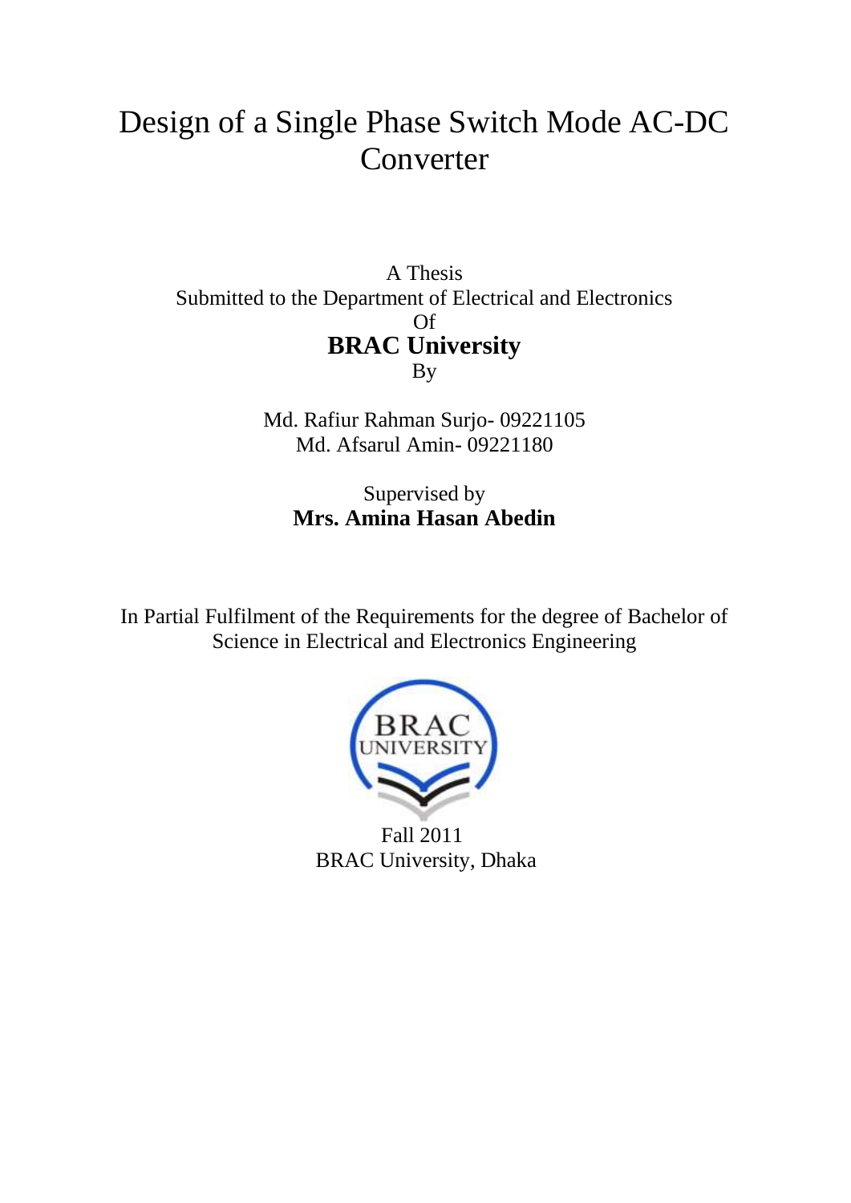# Design of a Single Phase Switch Mode AC-DC Converter

A Thesis
Submitted to the Department of Electrical and Electronics
Of
**BRAC University**
By

Md. Rafiur Rahman Surjo- 09221105
Md. Afsarul Amin- 09221180

Supervised by
**Mrs. Amina Hasan Abedin**

In Partial Fulfilment of the Requirements for the degree of Bachelor of Science in Electrical and Electronics Engineering

Fall 2011
BRAC University, Dhaka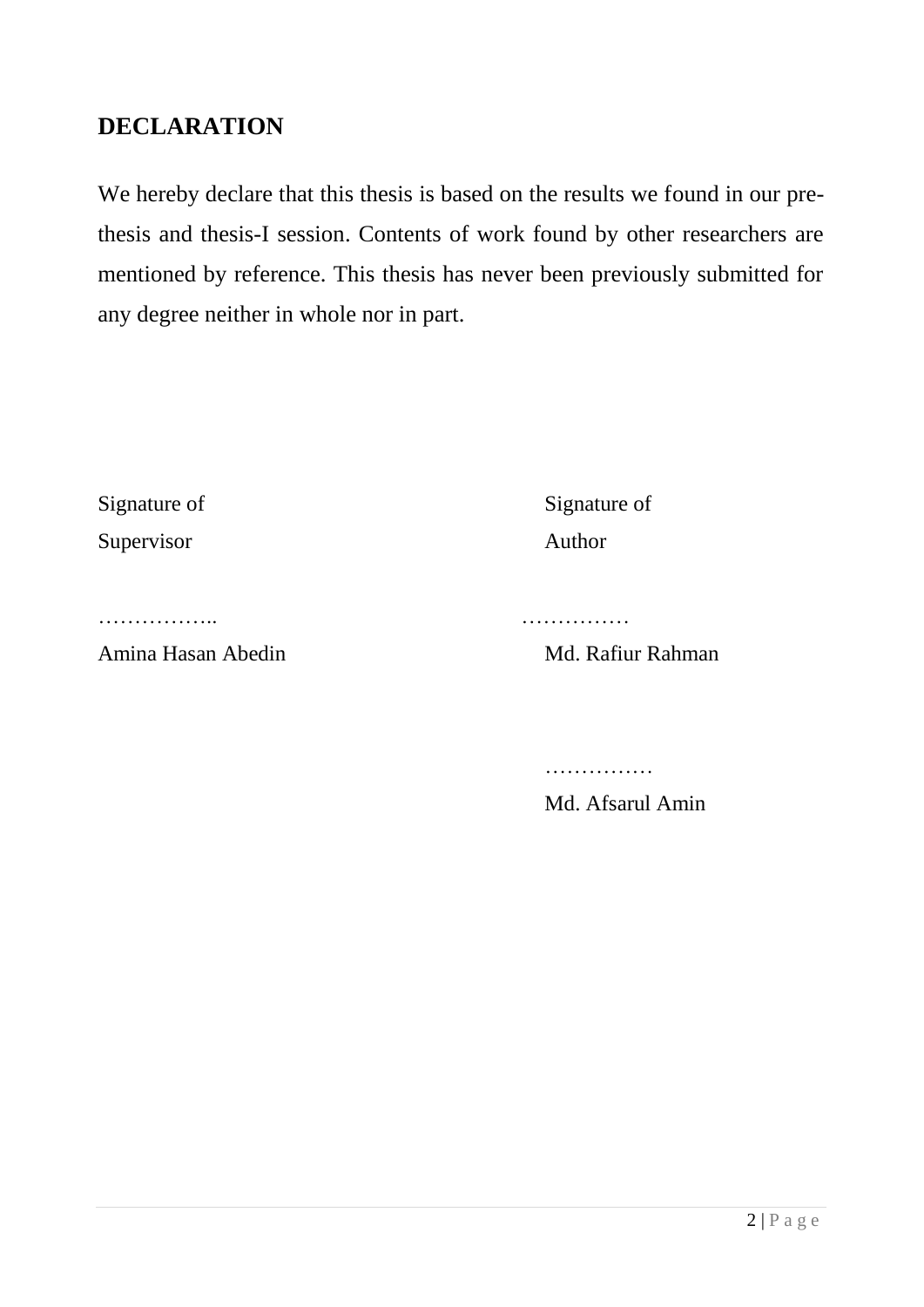## DECLARATION

We hereby declare that this thesis is based on the results we found in our pre-thesis and thesis-I session. Contents of work found by other researchers are mentioned by reference. This thesis has never been previously submitted for any degree neither in whole nor in part.

Signature of Supervisor

……………..

Amina Hasan Abedin

Signature of Author

……………

Md. Rafiur Rahman

……………

Md. Afsarul Amin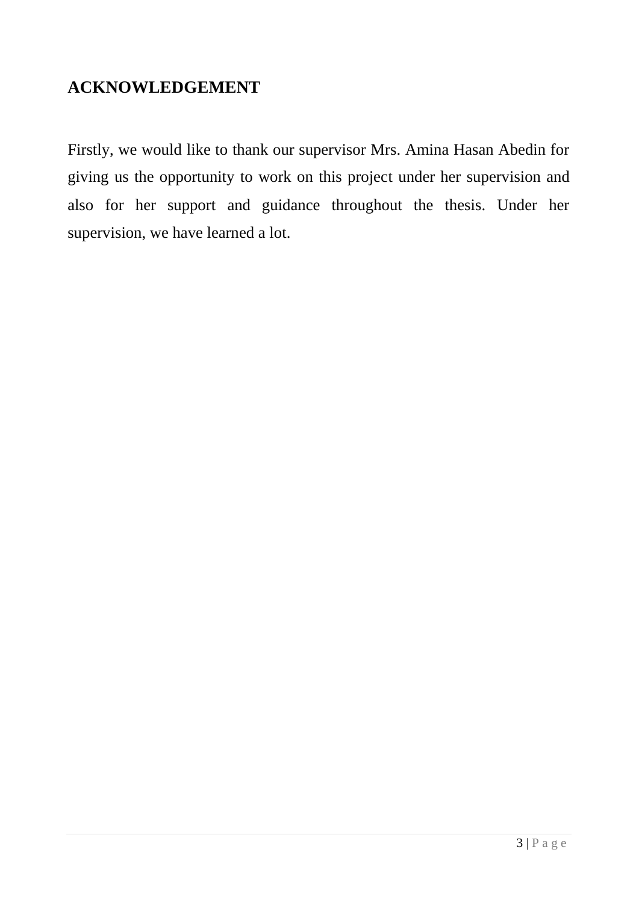## ACKNOWLEDGEMENT

Firstly, we would like to thank our supervisor Mrs. Amina Hasan Abedin for giving us the opportunity to work on this project under her supervision and also for her support and guidance throughout the thesis. Under her supervision, we have learned a lot.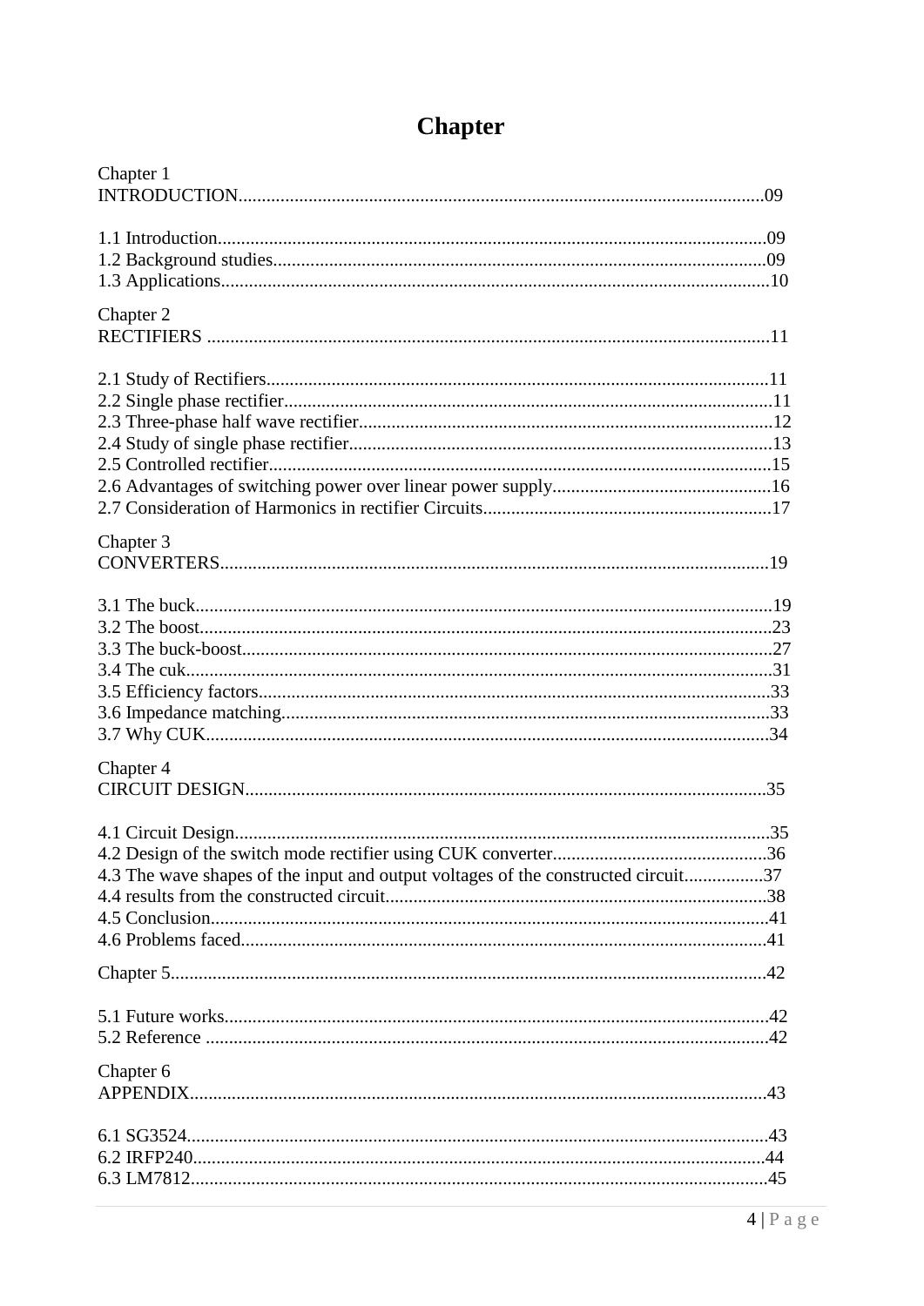# Chapter

Chapter 1
INTRODUCTION.................................................................................................................09

1.1 Introduction......................................................................................................................09
1.2 Background studies..........................................................................................................09
1.3 Applications.....................................................................................................................10

Chapter 2
RECTIFIERS .........................................................................................................................11

2.1 Study of Rectifiers............................................................................................................11
2.2 Single phase rectifier........................................................................................................11
2.3 Three-phase half wave rectifier.........................................................................................12
2.4 Study of single phase rectifier...........................................................................................13
2.5 Controlled rectifier............................................................................................................15
2.6 Advantages of switching power over linear power supply...............................................16
2.7 Consideration of Harmonics in rectifier Circuits..............................................................17

Chapter 3
CONVERTERS......................................................................................................................19

3.1 The buck............................................................................................................................19
3.2 The boost...........................................................................................................................23
3.3 The buck-boost..................................................................................................................27
3.4 The cuk..............................................................................................................................31
3.5 Efficiency factors..............................................................................................................33
3.6 Impedance matching.........................................................................................................33
3.7 Why CUK.........................................................................................................................34

Chapter 4
CIRCUIT DESIGN................................................................................................................35

4.1 Circuit Design...................................................................................................................35
4.2 Design of the switch mode rectifier using CUK converter..............................................36
4.3 The wave shapes of the input and output voltages of the constructed circuit.................37
4.4 results from the constructed circuit..................................................................................38
4.5 Conclusion........................................................................................................................41
4.6 Problems faced..................................................................................................................41

Chapter 5...............................................................................................................................42

5.1 Future works.....................................................................................................................42
5.2 Reference ........................................................................................................................42

Chapter 6
APPENDIX............................................................................................................................43

6.1 SG3524............................................................................................................................43
6.2 IRFP240...........................................................................................................................44
6.3 LM7812...........................................................................................................................45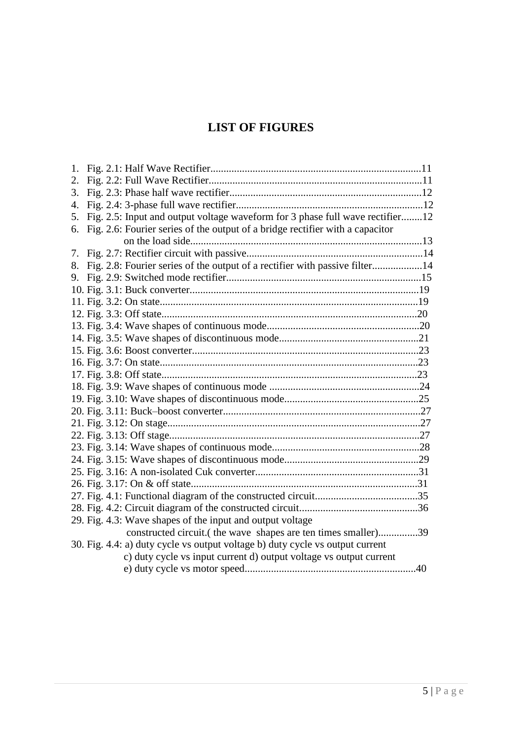# LIST OF FIGURES

1. Fig. 2.1: Half Wave Rectifier................................................................................11
2. Fig. 2.2: Full Wave Rectifier................................................................................11
3. Fig. 2.3: Phase half wave rectifier........................................................................12
4. Fig. 2.4: 3-phase full wave rectifier......................................................................12
5. Fig. 2.5: Input and output voltage waveform for 3 phase full wave rectifier........12
6. Fig. 2.6: Fourier series of the output of a bridge rectifier with a capacitor on the load side.......................................................................................13
7. Fig. 2.7: Rectifier circuit with passive..................................................................14
8. Fig. 2.8: Fourier series of the output of a rectifier with passive filter...................14
9. Fig. 2.9: Switched mode rectifier.........................................................................15
10. Fig. 3.1: Buck converter......................................................................................19
11. Fig. 3.2: On state.................................................................................................19
12. Fig. 3.3: Off state................................................................................................20
13. Fig. 3.4: Wave shapes of continuous mode..........................................................20
14. Fig. 3.5: Wave shapes of discontinuous mode....................................................21
15. Fig. 3.6: Boost converter.....................................................................................23
16. Fig. 3.7: On state.................................................................................................23
17. Fig. 3.8: Off state................................................................................................23
18. Fig. 3.9: Wave shapes of continuous mode .........................................................24
19. Fig. 3.10: Wave shapes of discontinuous mode...................................................25
20. Fig. 3.11: Buck–boost converter..........................................................................27
21. Fig. 3.12: On stage...............................................................................................27
22. Fig. 3.13: Off stage..............................................................................................27
23. Fig. 3.14: Wave shapes of continuous mode........................................................28
24. Fig. 3.15: Wave shapes of discontinuous mode...................................................29
25. Fig. 3.16: A non-isolated Cuk converter..............................................................31
26. Fig. 3.17: On & off state.....................................................................................31
27. Fig. 4.1: Functional diagram of the constructed circuit.......................................35
28. Fig. 4.2: Circuit diagram of the constructed circuit.............................................36
29. Fig. 4.3: Wave shapes of the input and output voltage constructed circuit.( the wave shapes are ten times smaller)...............39
30. Fig. 4.4: a) duty cycle vs output voltage b) duty cycle vs output current c) duty cycle vs input current d) output voltage vs output current e) duty cycle vs motor speed................................................................40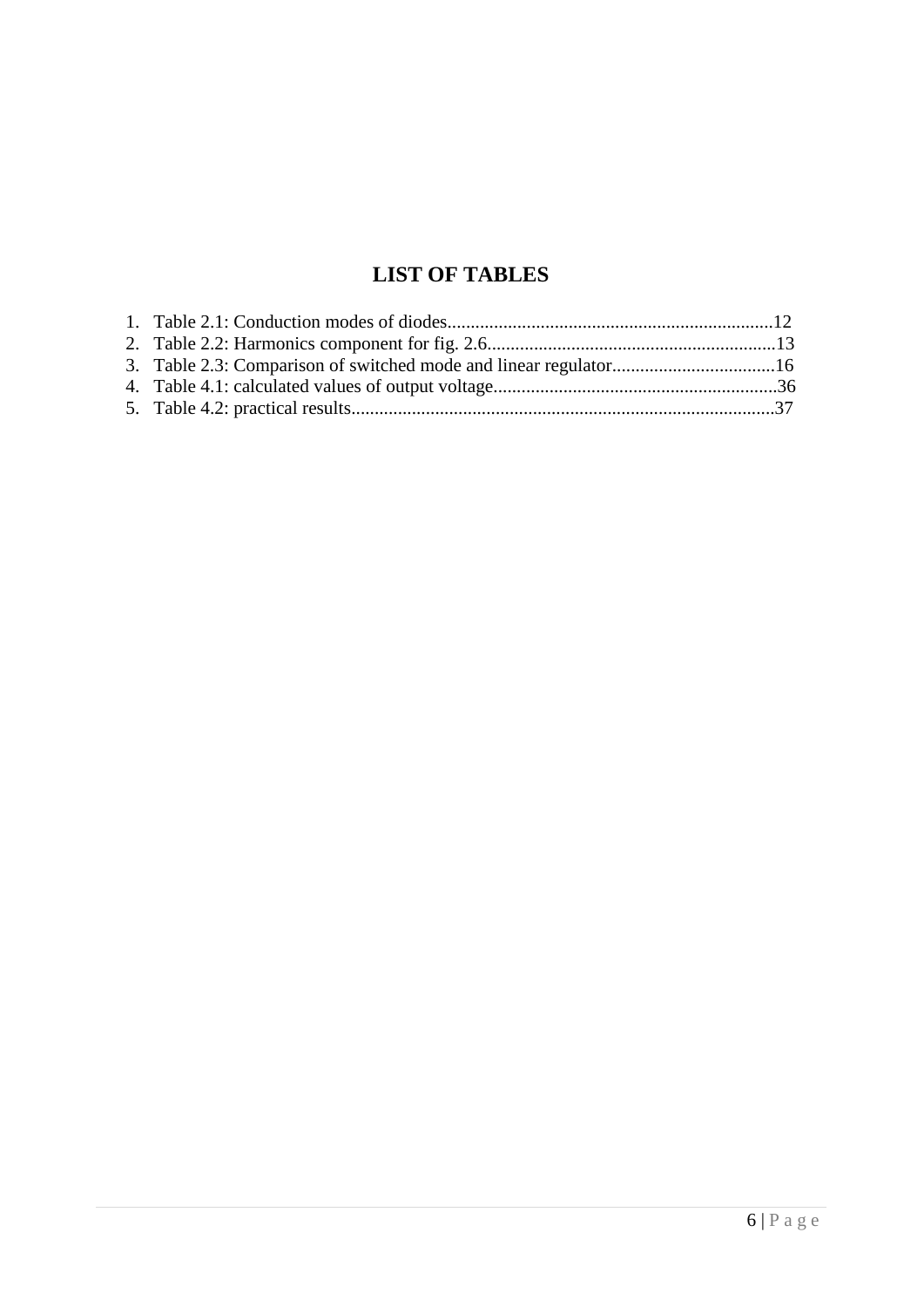# LIST OF TABLES

1. Table 2.1: Conduction modes of diodes......................................................................12
2. Table 2.2: Harmonics component for fig. 2.6..............................................................13
3. Table 2.3: Comparison of switched mode and linear regulator...................................16
4. Table 4.1: calculated values of output voltage.............................................................36
5. Table 4.2: practical results...........................................................................................37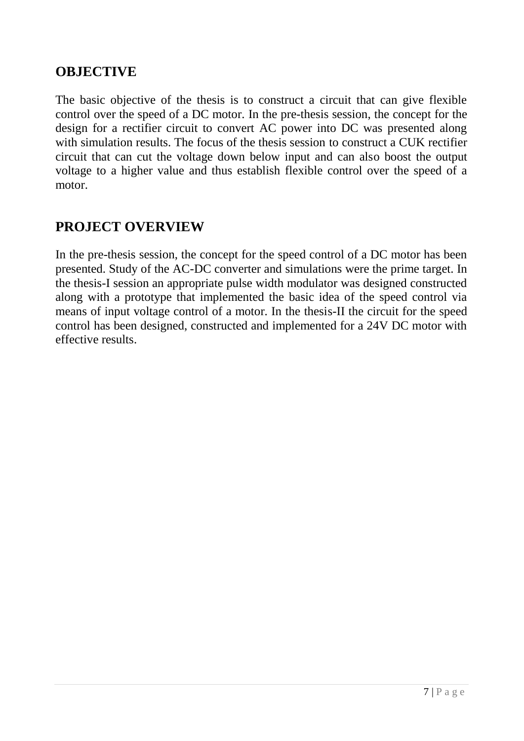## OBJECTIVE

The basic objective of the thesis is to construct a circuit that can give flexible control over the speed of a DC motor. In the pre-thesis session, the concept for the design for a rectifier circuit to convert AC power into DC was presented along with simulation results. The focus of the thesis session to construct a CUK rectifier circuit that can cut the voltage down below input and can also boost the output voltage to a higher value and thus establish flexible control over the speed of a motor.

## PROJECT OVERVIEW

In the pre-thesis session, the concept for the speed control of a DC motor has been presented. Study of the AC-DC converter and simulations were the prime target. In the thesis-I session an appropriate pulse width modulator was designed constructed along with a prototype that implemented the basic idea of the speed control via means of input voltage control of a motor. In the thesis-II the circuit for the speed control has been designed, constructed and implemented for a 24V DC motor with effective results.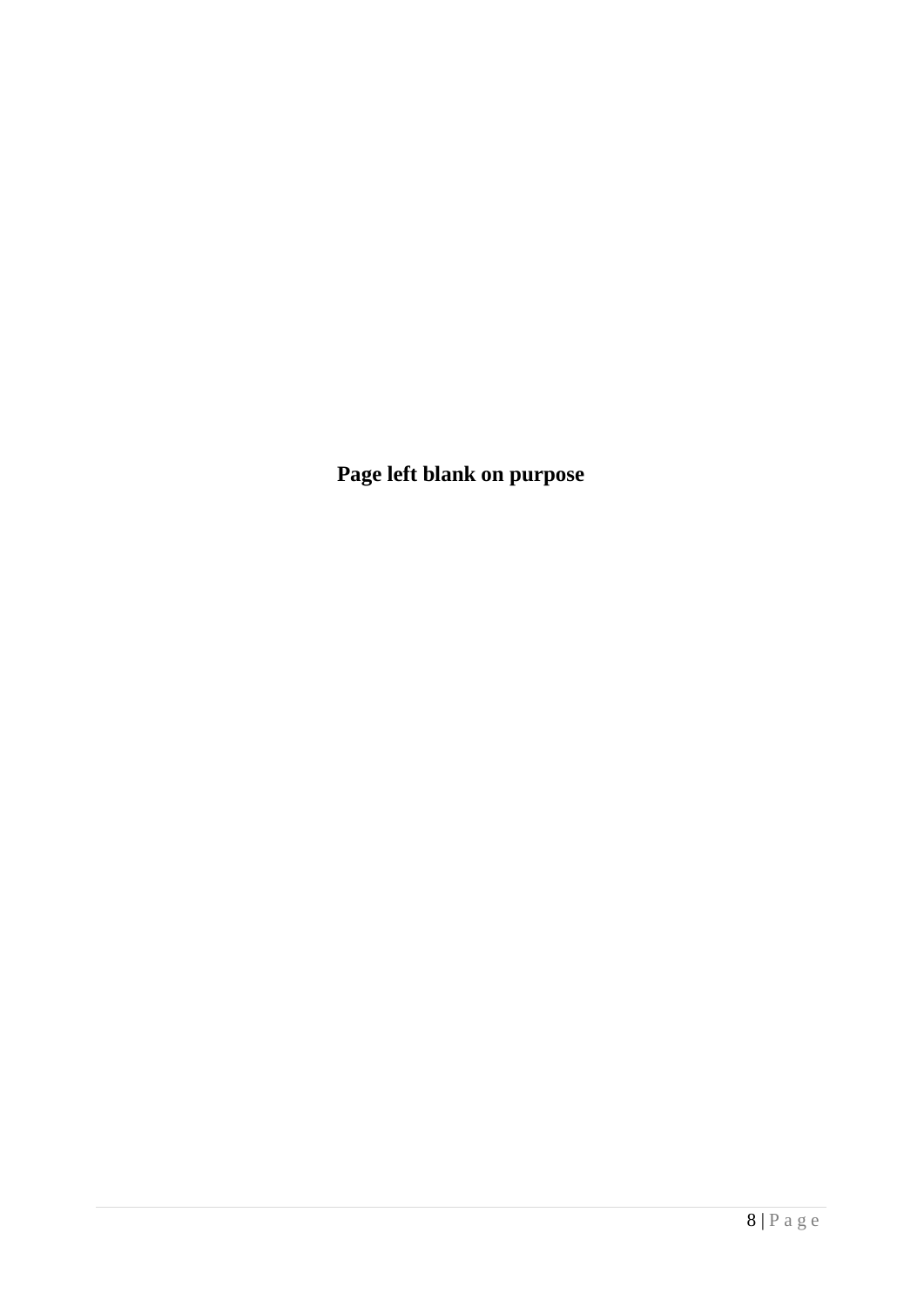**Page left blank on purpose**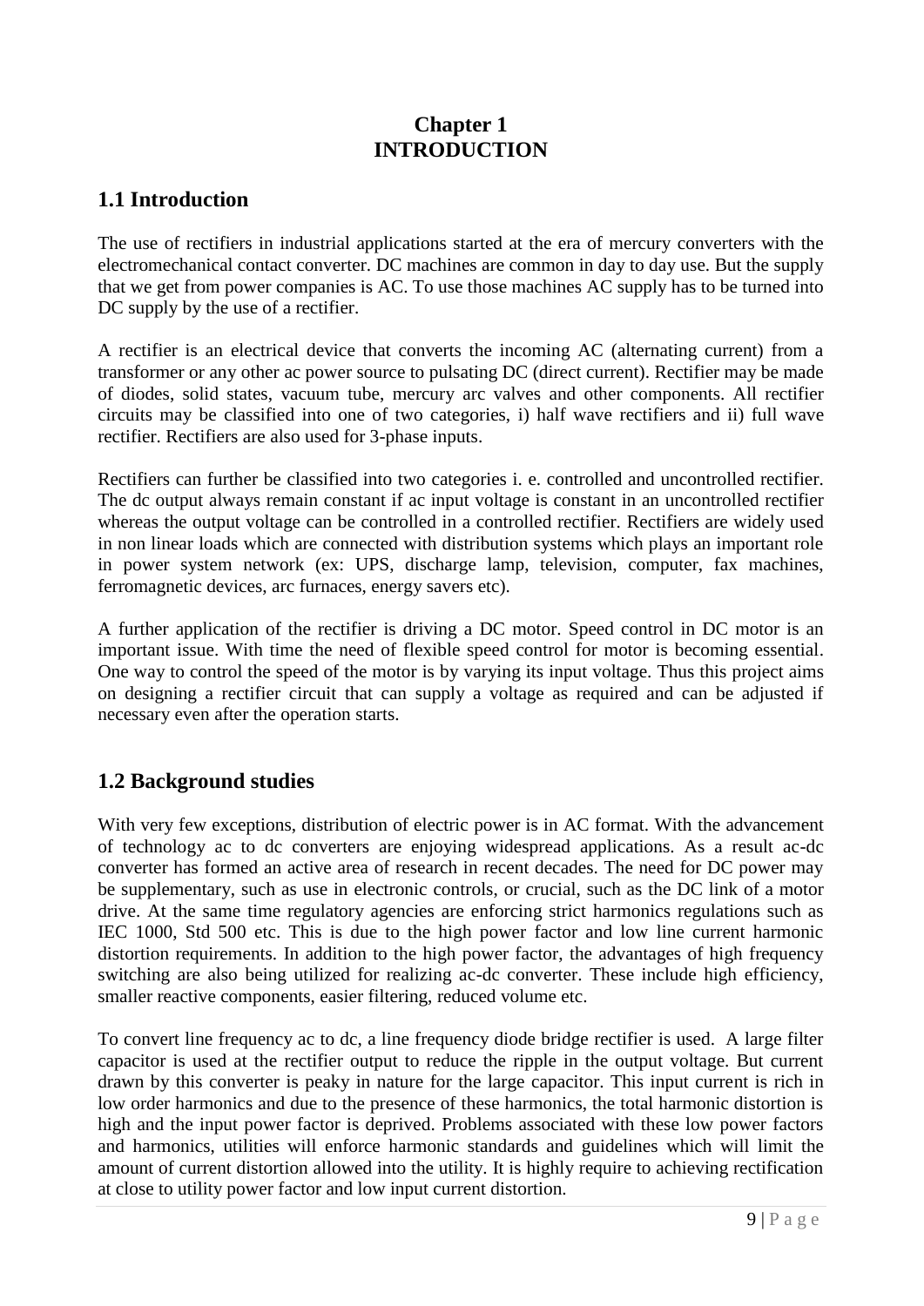# Chapter 1
# INTRODUCTION

## 1.1 Introduction

The use of rectifiers in industrial applications started at the era of mercury converters with the electromechanical contact converter. DC machines are common in day to day use. But the supply that we get from power companies is AC. To use those machines AC supply has to be turned into DC supply by the use of a rectifier.

A rectifier is an electrical device that converts the incoming AC (alternating current) from a transformer or any other ac power source to pulsating DC (direct current). Rectifier may be made of diodes, solid states, vacuum tube, mercury arc valves and other components. All rectifier circuits may be classified into one of two categories, i) half wave rectifiers and ii) full wave rectifier. Rectifiers are also used for 3-phase inputs.

Rectifiers can further be classified into two categories i. e. controlled and uncontrolled rectifier. The dc output always remain constant if ac input voltage is constant in an uncontrolled rectifier whereas the output voltage can be controlled in a controlled rectifier. Rectifiers are widely used in non linear loads which are connected with distribution systems which plays an important role in power system network (ex: UPS, discharge lamp, television, computer, fax machines, ferromagnetic devices, arc furnaces, energy savers etc).

A further application of the rectifier is driving a DC motor. Speed control in DC motor is an important issue. With time the need of flexible speed control for motor is becoming essential. One way to control the speed of the motor is by varying its input voltage. Thus this project aims on designing a rectifier circuit that can supply a voltage as required and can be adjusted if necessary even after the operation starts.

## 1.2 Background studies

With very few exceptions, distribution of electric power is in AC format. With the advancement of technology ac to dc converters are enjoying widespread applications. As a result ac-dc converter has formed an active area of research in recent decades. The need for DC power may be supplementary, such as use in electronic controls, or crucial, such as the DC link of a motor drive. At the same time regulatory agencies are enforcing strict harmonics regulations such as IEC 1000, Std 500 etc. This is due to the high power factor and low line current harmonic distortion requirements. In addition to the high power factor, the advantages of high frequency switching are also being utilized for realizing ac-dc converter. These include high efficiency, smaller reactive components, easier filtering, reduced volume etc.

To convert line frequency ac to dc, a line frequency diode bridge rectifier is used. A large filter capacitor is used at the rectifier output to reduce the ripple in the output voltage. But current drawn by this converter is peaky in nature for the large capacitor. This input current is rich in low order harmonics and due to the presence of these harmonics, the total harmonic distortion is high and the input power factor is deprived. Problems associated with these low power factors and harmonics, utilities will enforce harmonic standards and guidelines which will limit the amount of current distortion allowed into the utility. It is highly require to achieving rectification at close to utility power factor and low input current distortion.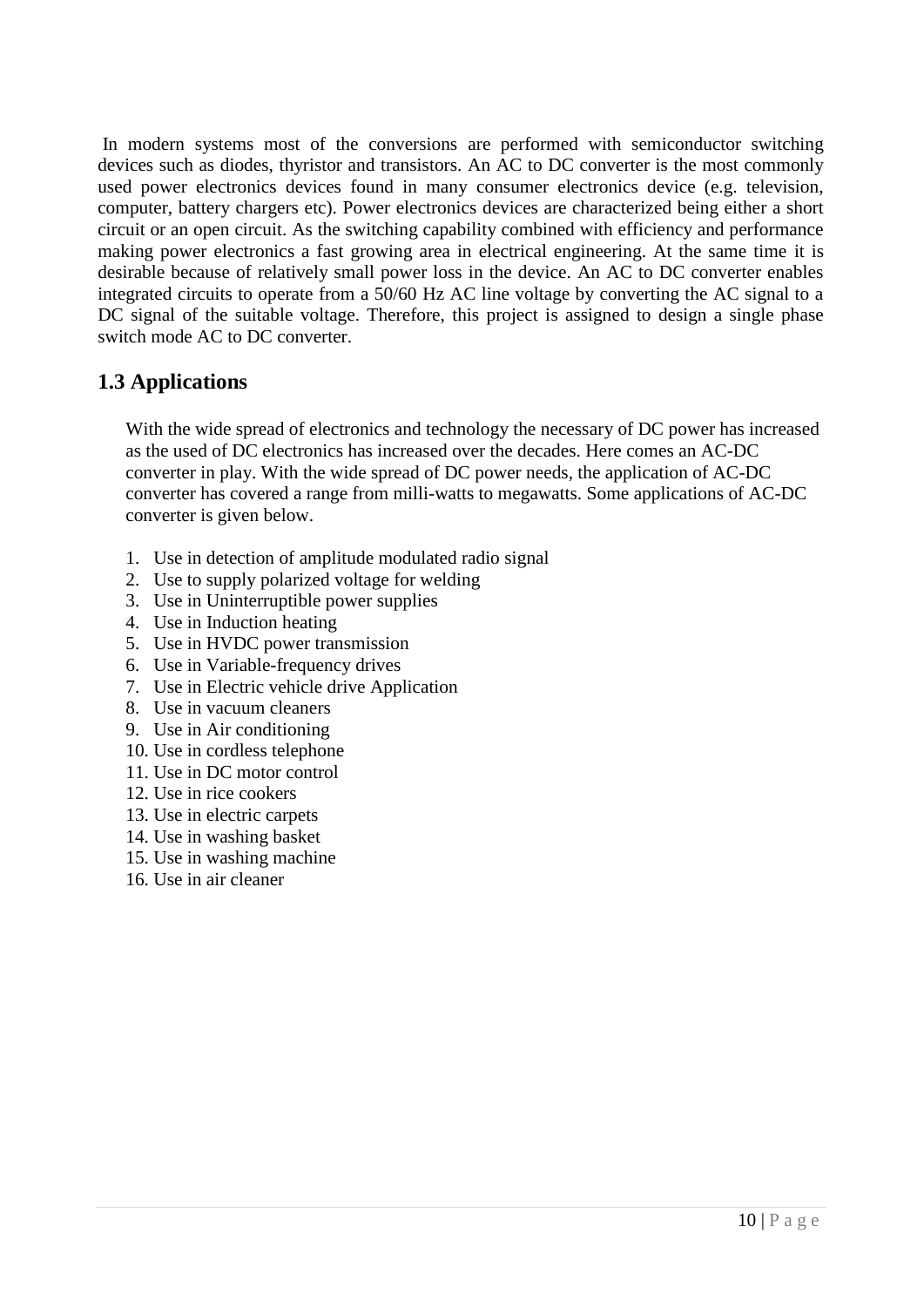In modern systems most of the conversions are performed with semiconductor switching devices such as diodes, thyristor and transistors. An AC to DC converter is the most commonly used power electronics devices found in many consumer electronics device (e.g. television, computer, battery chargers etc). Power electronics devices are characterized being either a short circuit or an open circuit. As the switching capability combined with efficiency and performance making power electronics a fast growing area in electrical engineering. At the same time it is desirable because of relatively small power loss in the device. An AC to DC converter enables integrated circuits to operate from a 50/60 Hz AC line voltage by converting the AC signal to a DC signal of the suitable voltage. Therefore, this project is assigned to design a single phase switch mode AC to DC converter.

## 1.3 Applications

With the wide spread of electronics and technology the necessary of DC power has increased as the used of DC electronics has increased over the decades. Here comes an AC-DC converter in play. With the wide spread of DC power needs, the application of AC-DC converter has covered a range from milli-watts to megawatts. Some applications of AC-DC converter is given below.

1. Use in detection of amplitude modulated radio signal
2. Use to supply polarized voltage for welding
3. Use in Uninterruptible power supplies
4. Use in Induction heating
5. Use in HVDC power transmission
6. Use in Variable-frequency drives
7. Use in Electric vehicle drive Application
8. Use in vacuum cleaners
9. Use in Air conditioning
10. Use in cordless telephone
11. Use in DC motor control
12. Use in rice cookers
13. Use in electric carpets
14. Use in washing basket
15. Use in washing machine
16. Use in air cleaner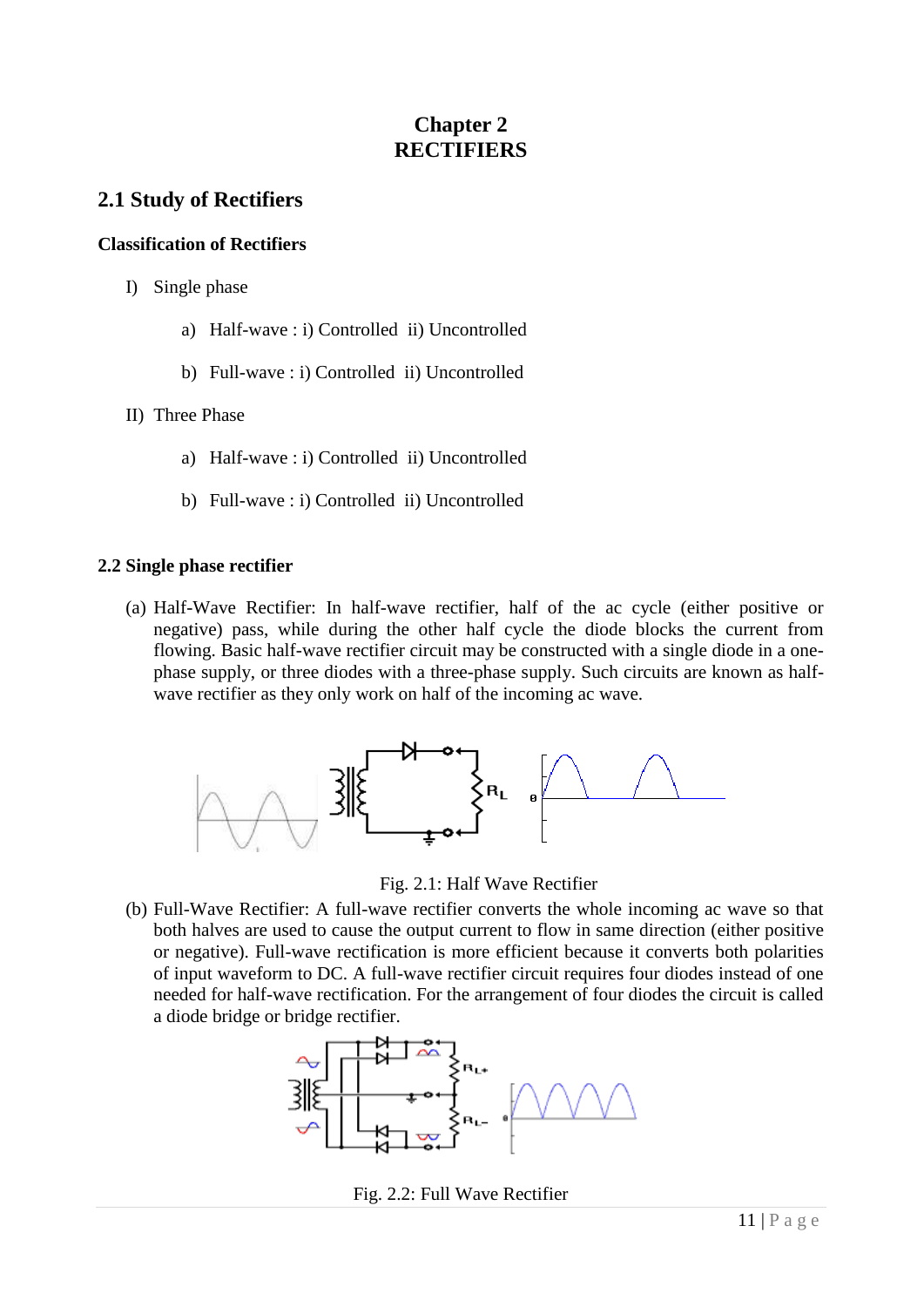# Chapter 2
# RECTIFIERS

## 2.1 Study of Rectifiers

### Classification of Rectifiers

I) Single phase

   a) Half-wave : i) Controlled ii) Uncontrolled

   b) Full-wave : i) Controlled ii) Uncontrolled

II) Three Phase

   a) Half-wave : i) Controlled ii) Uncontrolled

   b) Full-wave : i) Controlled ii) Uncontrolled

### 2.2 Single phase rectifier

(a) Half-Wave Rectifier: In half-wave rectifier, half of the ac cycle (either positive or negative) pass, while during the other half cycle the diode blocks the current from flowing. Basic half-wave rectifier circuit may be constructed with a single diode in a one-phase supply, or three diodes with a three-phase supply. Such circuits are known as half-wave rectifier as they only work on half of the incoming ac wave.

Fig. 2.1: Half Wave Rectifier

(b) Full-Wave Rectifier: A full-wave rectifier converts the whole incoming ac wave so that both halves are used to cause the output current to flow in same direction (either positive or negative). Full-wave rectification is more efficient because it converts both polarities of input waveform to DC. A full-wave rectifier circuit requires four diodes instead of one needed for half-wave rectification. For the arrangement of four diodes the circuit is called a diode bridge or bridge rectifier.

Fig. 2.2: Full Wave Rectifier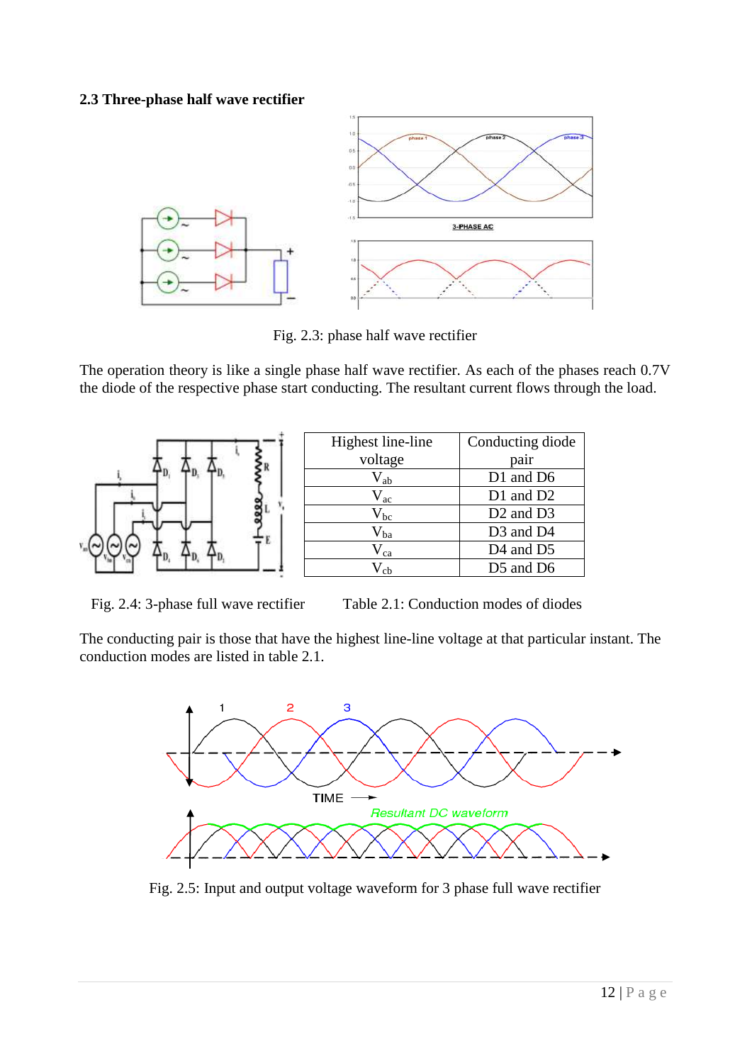### 2.3 Three-phase half wave rectifier

Fig. 2.3: phase half wave rectifier

The operation theory is like a single phase half wave rectifier. As each of the phases reach 0.7V the diode of the respective phase start conducting. The resultant current flows through the load.

| Highest line-line voltage | Conducting diode pair |
|---|---|
| $V_{ab}$ | D1 and D6 |
| $V_{ac}$ | D1 and D2 |
| $V_{bc}$ | D2 and D3 |
| $V_{ba}$ | D3 and D4 |
| $V_{ca}$ | D4 and D5 |
| $V_{cb}$ | D5 and D6 |

Fig. 2.4: 3-phase full wave rectifier

Table 2.1: Conduction modes of diodes

The conducting pair is those that have the highest line-line voltage at that particular instant. The conduction modes are listed in table 2.1.

Fig. 2.5: Input and output voltage waveform for 3 phase full wave rectifier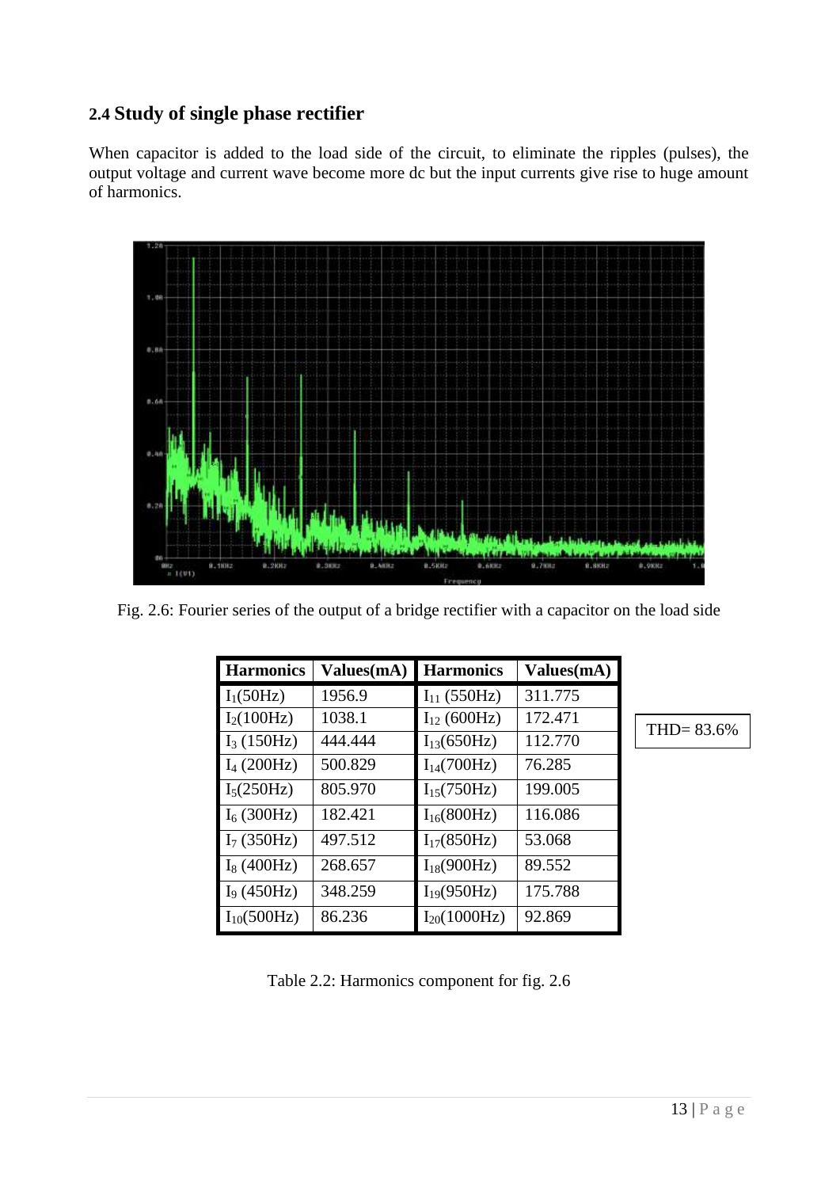## 2.4 Study of single phase rectifier

When capacitor is added to the load side of the circuit, to eliminate the ripples (pulses), the output voltage and current wave become more dc but the input currents give rise to huge amount of harmonics.

Fig. 2.6: Fourier series of the output of a bridge rectifier with a capacitor on the load side

| Harmonics | Values(mA) | Harmonics | Values(mA) |
|---|---|---|---|
| $I_1$(50Hz) | 1956.9 | $I_{11}$ (550Hz) | 311.775 |
| $I_2$(100Hz) | 1038.1 | $I_{12}$ (600Hz) | 172.471 |
| $I_3$ (150Hz) | 444.444 | $I_{13}$(650Hz) | 112.770 |
| $I_4$ (200Hz) | 500.829 | $I_{14}$(700Hz) | 76.285 |
| $I_5$(250Hz) | 805.970 | $I_{15}$(750Hz) | 199.005 |
| $I_6$ (300Hz) | 182.421 | $I_{16}$(800Hz) | 116.086 |
| $I_7$ (350Hz) | 497.512 | $I_{17}$(850Hz) | 53.068 |
| $I_8$ (400Hz) | 268.657 | $I_{18}$(900Hz) | 89.552 |
| $I_9$ (450Hz) | 348.259 | $I_{19}$(950Hz) | 175.788 |
| $I_{10}$(500Hz) | 86.236 | $I_{20}$(1000Hz) | 92.869 |

THD= 83.6%

Table 2.2: Harmonics component for fig. 2.6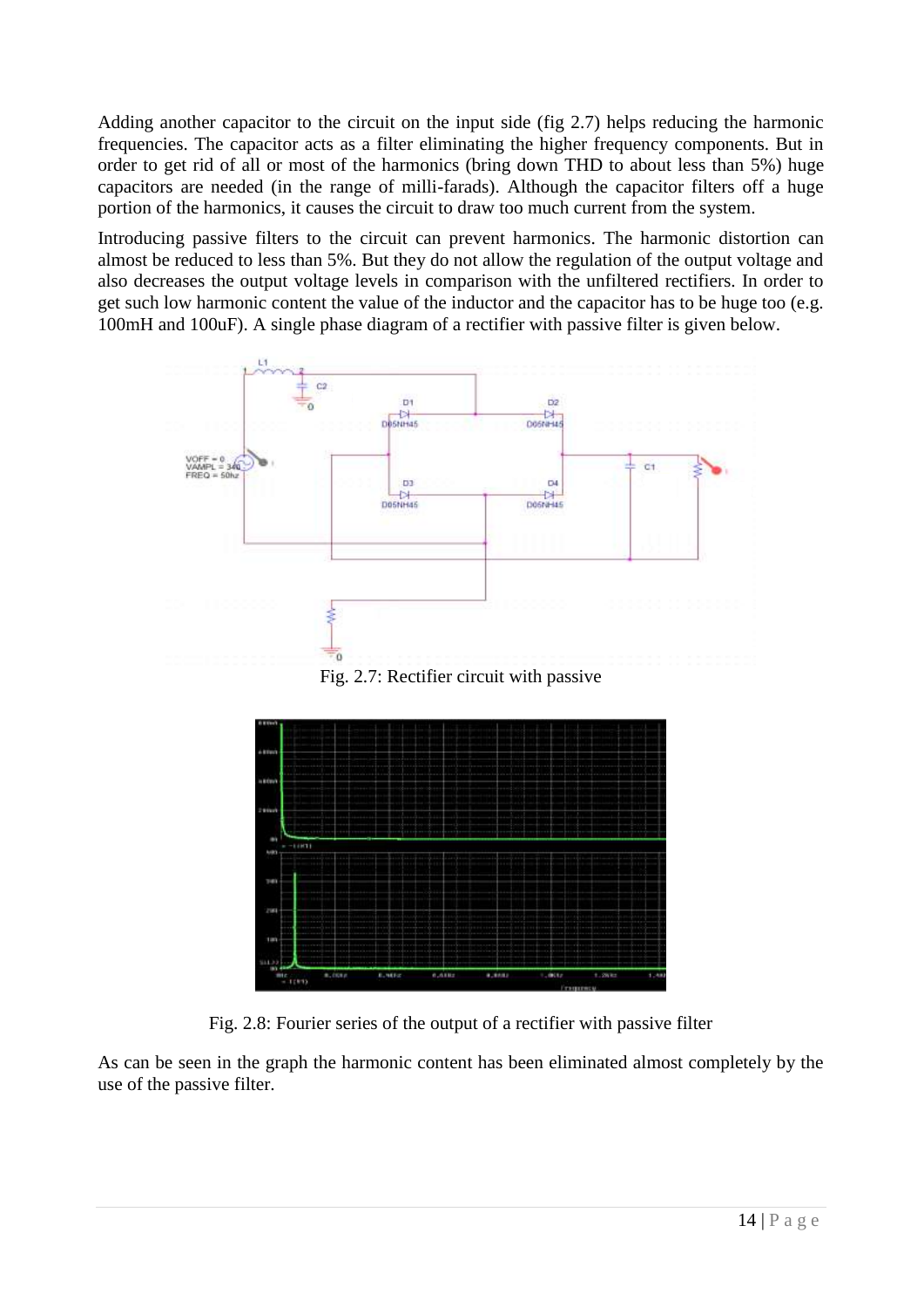Adding another capacitor to the circuit on the input side (fig 2.7) helps reducing the harmonic frequencies. The capacitor acts as a filter eliminating the higher frequency components. But in order to get rid of all or most of the harmonics (bring down THD to about less than 5%) huge capacitors are needed (in the range of milli-farads). Although the capacitor filters off a huge portion of the harmonics, it causes the circuit to draw too much current from the system.

Introducing passive filters to the circuit can prevent harmonics. The harmonic distortion can almost be reduced to less than 5%. But they do not allow the regulation of the output voltage and also decreases the output voltage levels in comparison with the unfiltered rectifiers. In order to get such low harmonic content the value of the inductor and the capacitor has to be huge too (e.g. 100mH and 100uF). A single phase diagram of a rectifier with passive filter is given below.

Fig. 2.7: Rectifier circuit with passive

Fig. 2.8: Fourier series of the output of a rectifier with passive filter

As can be seen in the graph the harmonic content has been eliminated almost completely by the use of the passive filter.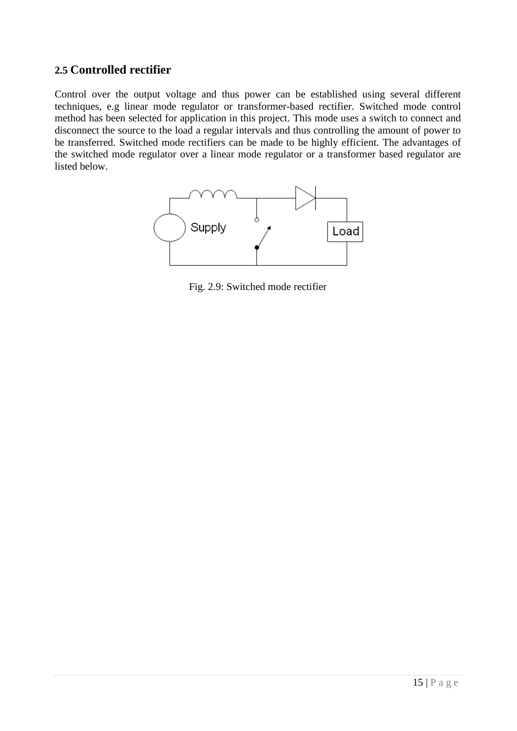## 2.5 Controlled rectifier

Control over the output voltage and thus power can be established using several different techniques, e.g linear mode regulator or transformer-based rectifier. Switched mode control method has been selected for application in this project. This mode uses a switch to connect and disconnect the source to the load a regular intervals and thus controlling the amount of power to be transferred. Switched mode rectifiers can be made to be highly efficient. The advantages of the switched mode regulator over a linear mode regulator or a transformer based regulator are listed below.

Fig. 2.9: Switched mode rectifier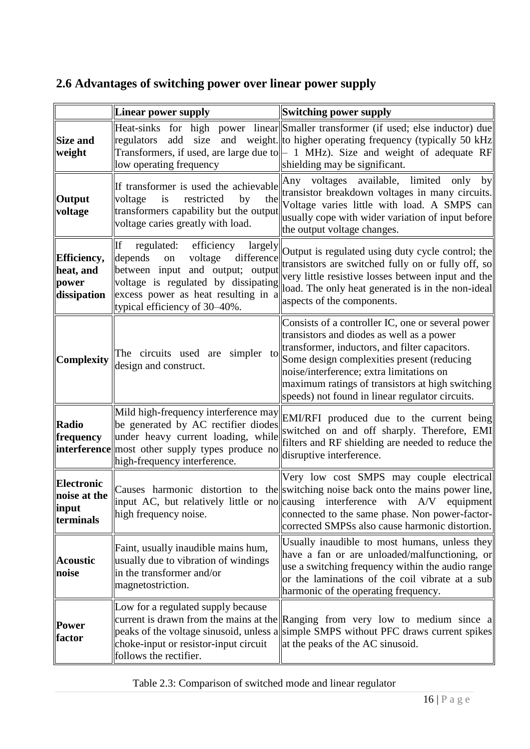## 2.6 Advantages of switching power over linear power supply

| | Linear power supply | Switching power supply |
|---|---|---|
| **Size and weight** | Heat-sinks for high power linear regulators add size and weight. Transformers, if used, are large due to low operating frequency | Smaller transformer (if used; else inductor) due to higher operating frequency (typically 50 kHz – 1 MHz). Size and weight of adequate RF shielding may be significant. |
| **Output voltage** | If transformer is used the achievable voltage is restricted by the transformers capability but the output voltage caries greatly with load. | Any voltages available, limited only by transistor breakdown voltages in many circuits. Voltage varies little with load. A SMPS can usually cope with wider variation of input before the output voltage changes. |
| **Efficiency, heat, and power dissipation** | If regulated: efficiency largely depends on voltage difference between input and output; output voltage is regulated by dissipating excess power as heat resulting in a typical efficiency of 30–40%. | Output is regulated using duty cycle control; the transistors are switched fully on or fully off, so very little resistive losses between input and the load. The only heat generated is in the non-ideal aspects of the components. |
| **Complexity** | The circuits used are simpler to design and construct. | Consists of a controller IC, one or several power transistors and diodes as well as a power transformer, inductors, and filter capacitors. Some design complexities present (reducing noise/interference; extra limitations on maximum ratings of transistors at high switching speeds) not found in linear regulator circuits. |
| **Radio frequency interference** | Mild high-frequency interference may be generated by AC rectifier diodes under heavy current loading, while most other supply types produce no high-frequency interference. | EMI/RFI produced due to the current being switched on and off sharply. Therefore, EMI filters and RF shielding are needed to reduce the disruptive interference. |
| **Electronic noise at the input terminals** | Causes harmonic distortion to the input AC, but relatively little or no high frequency noise. | Very low cost SMPS may couple electrical switching noise back onto the mains power line, causing interference with A/V equipment connected to the same phase. Non power-factor-corrected SMPSs also cause harmonic distortion. |
| **Acoustic noise** | Faint, usually inaudible mains hum, usually due to vibration of windings in the transformer and/or magnetostriction. | Usually inaudible to most humans, unless they have a fan or are unloaded/malfunctioning, or use a switching frequency within the audio range or the laminations of the coil vibrate at a sub harmonic of the operating frequency. |
| **Power factor** | Low for a regulated supply because current is drawn from the mains at the peaks of the voltage sinusoid, unless a choke-input or resistor-input circuit follows the rectifier. | Ranging from very low to medium since a simple SMPS without PFC draws current spikes at the peaks of the AC sinusoid. |

Table 2.3: Comparison of switched mode and linear regulator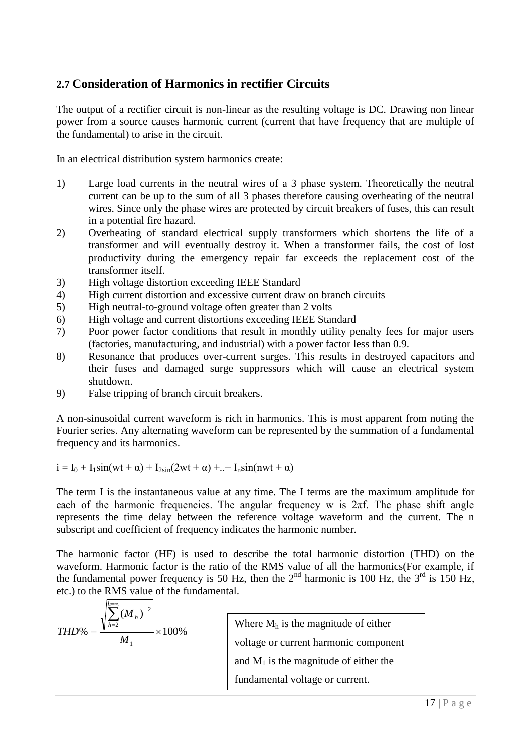## 2.7 Consideration of Harmonics in rectifier Circuits

The output of a rectifier circuit is non-linear as the resulting voltage is DC. Drawing non linear power from a source causes harmonic current (current that have frequency that are multiple of the fundamental) to arise in the circuit.

In an electrical distribution system harmonics create:

1) Large load currents in the neutral wires of a 3 phase system. Theoretically the neutral current can be up to the sum of all 3 phases therefore causing overheating of the neutral wires. Since only the phase wires are protected by circuit breakers of fuses, this can result in a potential fire hazard.
2) Overheating of standard electrical supply transformers which shortens the life of a transformer and will eventually destroy it. When a transformer fails, the cost of lost productivity during the emergency repair far exceeds the replacement cost of the transformer itself.
3) High voltage distortion exceeding IEEE Standard
4) High current distortion and excessive current draw on branch circuits
5) High neutral-to-ground voltage often greater than 2 volts
6) High voltage and current distortions exceeding IEEE Standard
7) Poor power factor conditions that result in monthly utility penalty fees for major users (factories, manufacturing, and industrial) with a power factor less than 0.9.
8) Resonance that produces over-current surges. This results in destroyed capacitors and their fuses and damaged surge suppressors which will cause an electrical system shutdown.
9) False tripping of branch circuit breakers.

A non-sinusoidal current waveform is rich in harmonics. This is most apparent from noting the Fourier series. Any alternating waveform can be represented by the summation of a fundamental frequency and its harmonics.

$$i = I_0 + I_1\sin(wt + \alpha) + I_{2\sin}(2wt + \alpha) + .. + I_n\sin(nwt + \alpha)$$

The term I is the instantaneous value at any time. The I terms are the maximum amplitude for each of the harmonic frequencies. The angular frequency w is $2\pi f$. The phase shift angle represents the time delay between the reference voltage waveform and the current. The n subscript and coefficient of frequency indicates the harmonic number.

The harmonic factor (HF) is used to describe the total harmonic distortion (THD) on the waveform. Harmonic factor is the ratio of the RMS value of all the harmonics(For example, if the fundamental power frequency is 50 Hz, then the 2nd harmonic is 100 Hz, the 3rd is 150 Hz, etc.) to the RMS value of the fundamental.

$$THD\% = \frac{\sqrt{\sum_{h=2}^{h=\infty} (M_h)^2}}{M_1} \times 100\%$$

Where $M_h$ is the magnitude of either voltage or current harmonic component and $M_1$ is the magnitude of either the fundamental voltage or current.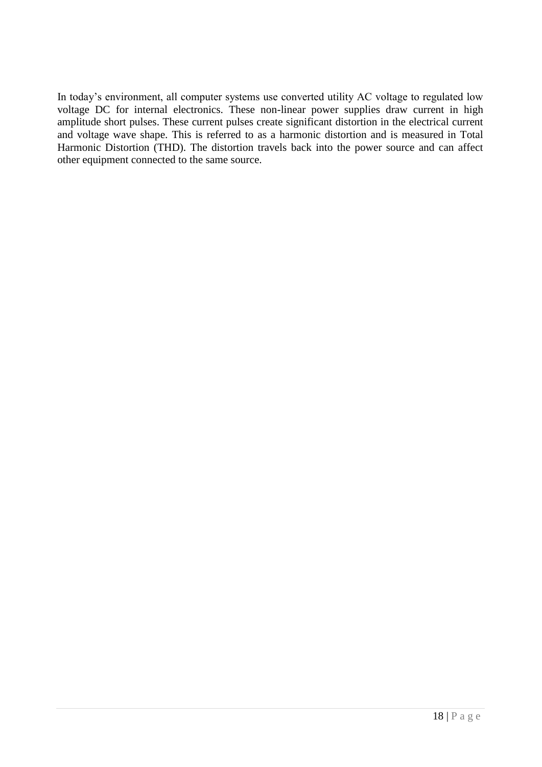In today's environment, all computer systems use converted utility AC voltage to regulated low voltage DC for internal electronics. These non-linear power supplies draw current in high amplitude short pulses. These current pulses create significant distortion in the electrical current and voltage wave shape. This is referred to as a harmonic distortion and is measured in Total Harmonic Distortion (THD). The distortion travels back into the power source and can affect other equipment connected to the same source.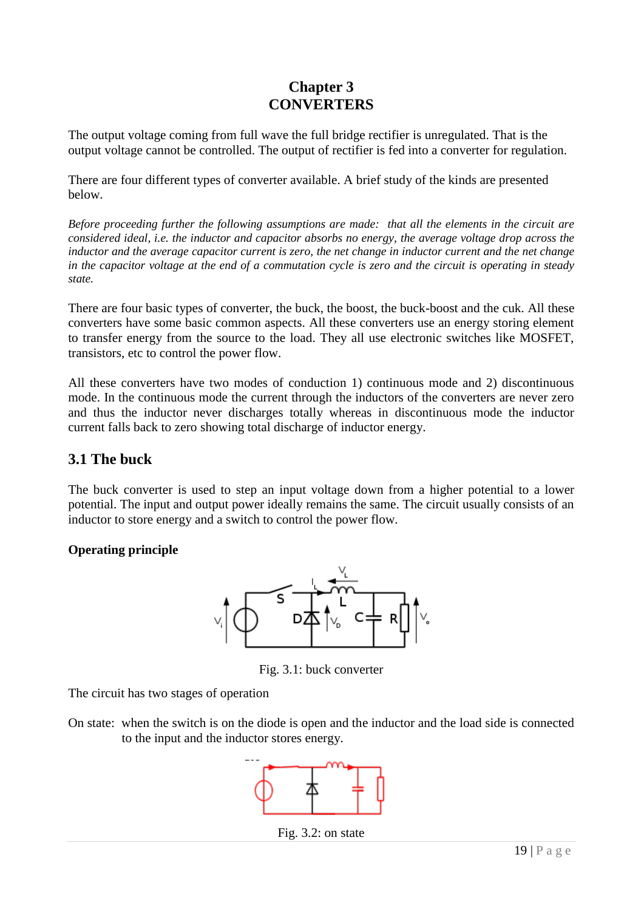# Chapter 3
# CONVERTERS

The output voltage coming from full wave the full bridge rectifier is unregulated. That is the output voltage cannot be controlled. The output of rectifier is fed into a converter for regulation.

There are four different types of converter available. A brief study of the kinds are presented below.

*Before proceeding further the following assumptions are made: that all the elements in the circuit are considered ideal, i.e. the inductor and capacitor absorbs no energy, the average voltage drop across the inductor and the average capacitor current is zero, the net change in inductor current and the net change in the capacitor voltage at the end of a commutation cycle is zero and the circuit is operating in steady state.*

There are four basic types of converter, the buck, the boost, the buck-boost and the cuk. All these converters have some basic common aspects. All these converters use an energy storing element to transfer energy from the source to the load. They all use electronic switches like MOSFET, transistors, etc to control the power flow.

All these converters have two modes of conduction 1) continuous mode and 2) discontinuous mode. In the continuous mode the current through the inductors of the converters are never zero and thus the inductor never discharges totally whereas in discontinuous mode the inductor current falls back to zero showing total discharge of inductor energy.

## 3.1 The buck

The buck converter is used to step an input voltage down from a higher potential to a lower potential. The input and output power ideally remains the same. The circuit usually consists of an inductor to store energy and a switch to control the power flow.

**Operating principle**

Fig. 3.1: buck converter

The circuit has two stages of operation

On state: when the switch is on the diode is open and the inductor and the load side is connected to the input and the inductor stores energy.

Fig. 3.2: on state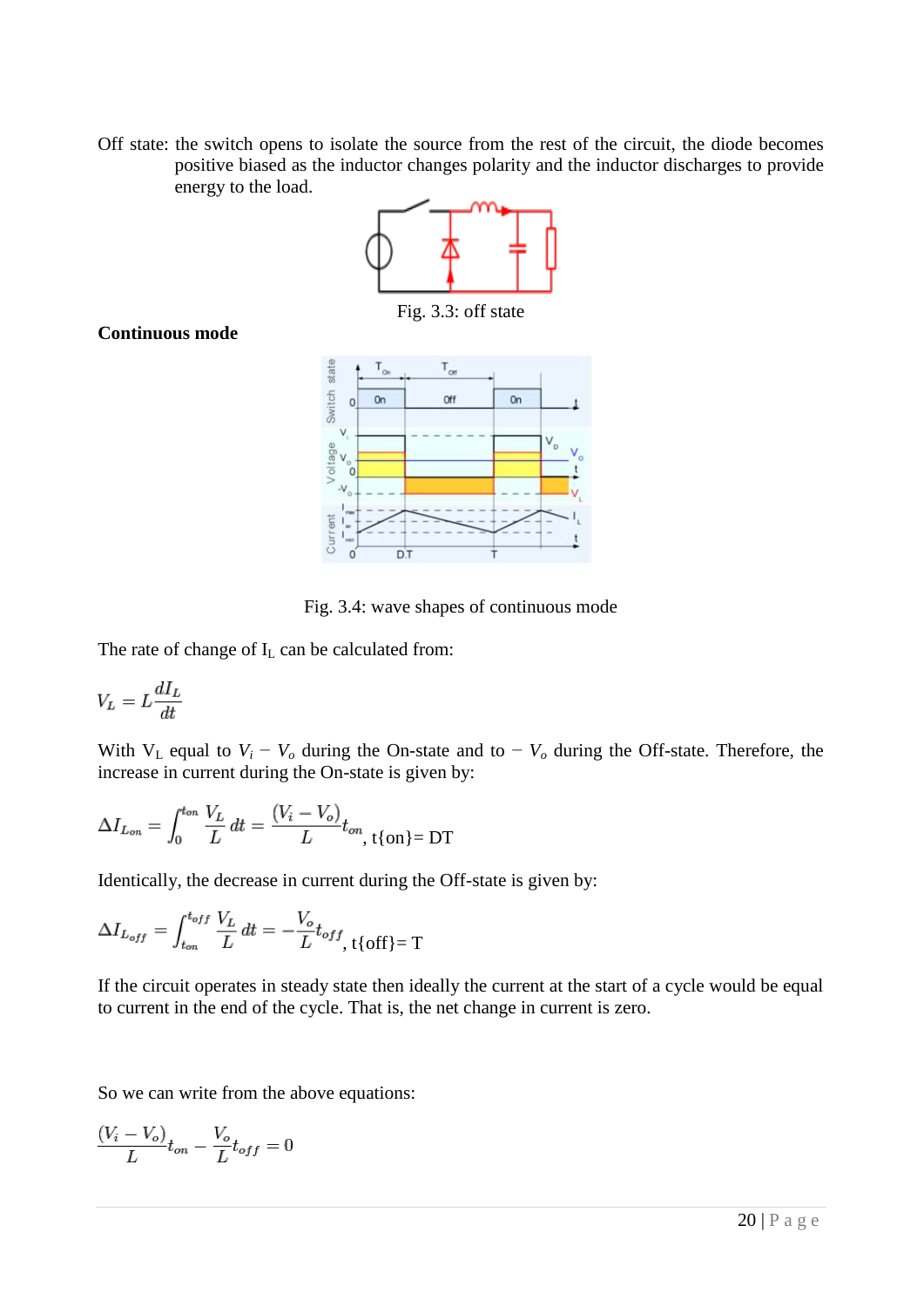Off state: the switch opens to isolate the source from the rest of the circuit, the diode becomes positive biased as the inductor changes polarity and the inductor discharges to provide energy to the load.

Fig. 3.3: off state

**Continuous mode**

Fig. 3.4: wave shapes of continuous mode

The rate of change of $I_L$ can be calculated from:

$$V_L = L\frac{dI_L}{dt}$$

With $V_L$ equal to $V_i - V_o$ during the On-state and to $-V_o$ during the Off-state. Therefore, the increase in current during the On-state is given by:

$$\Delta I_{L_{on}} = \int_0^{t_{on}} \frac{V_L}{L}\, dt = \frac{(V_i - V_o)}{L} t_{on}, \ t\{on\} = DT$$

Identically, the decrease in current during the Off-state is given by:

$$\Delta I_{L_{off}} = \int_{t_{on}}^{t_{off}} \frac{V_L}{L}\, dt = -\frac{V_o}{L} t_{off}, \ t\{off\} = T$$

If the circuit operates in steady state then ideally the current at the start of a cycle would be equal to current in the end of the cycle. That is, the net change in current is zero.

So we can write from the above equations:

$$\frac{(V_i - V_o)}{L} t_{on} - \frac{V_o}{L} t_{off} = 0$$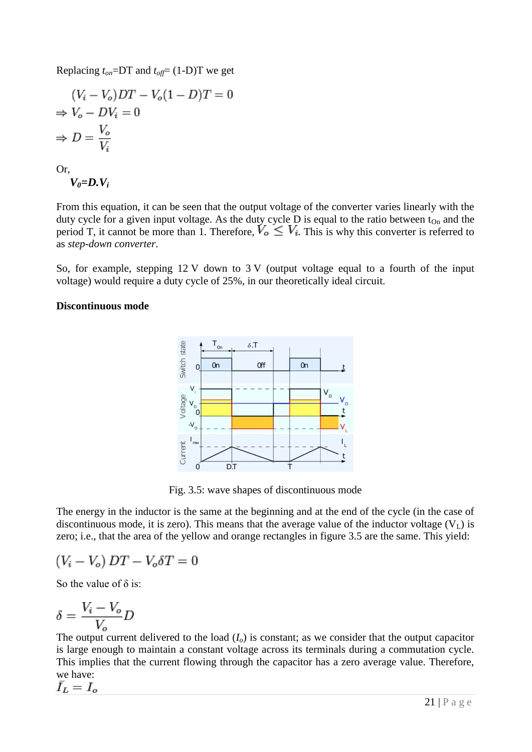Replacing $t_{on}$=DT and $t_{off}$= (1-D)T we get

$$(V_i - V_o)DT - V_o(1-D)T = 0$$

$$\Rightarrow V_o - DV_i = 0$$

$$\Rightarrow D = \frac{V_o}{V_i}$$

Or,

$$V_0 = D.V_i$$

From this equation, it can be seen that the output voltage of the converter varies linearly with the duty cycle for a given input voltage. As the duty cycle D is equal to the ratio between $t_{On}$ and the period T, it cannot be more than 1. Therefore, $V_o \leq V_i$. This is why this converter is referred to as *step-down converter*.

So, for example, stepping 12 V down to 3 V (output voltage equal to a fourth of the input voltage) would require a duty cycle of 25%, in our theoretically ideal circuit.

**Discontinuous mode**

Fig. 3.5: wave shapes of discontinuous mode

The energy in the inductor is the same at the beginning and at the end of the cycle (in the case of discontinuous mode, it is zero). This means that the average value of the inductor voltage ($V_L$) is zero; i.e., that the area of the yellow and orange rectangles in figure 3.5 are the same. This yield:

$$(V_i - V_o)\, DT - V_o \delta T = 0$$

So the value of δ is:

$$\delta = \frac{V_i - V_o}{V_o} D$$

The output current delivered to the load ($I_o$) is constant; as we consider that the output capacitor is large enough to maintain a constant voltage across its terminals during a commutation cycle. This implies that the current flowing through the capacitor has a zero average value. Therefore, we have:

$$\bar{I_L} = I_o$$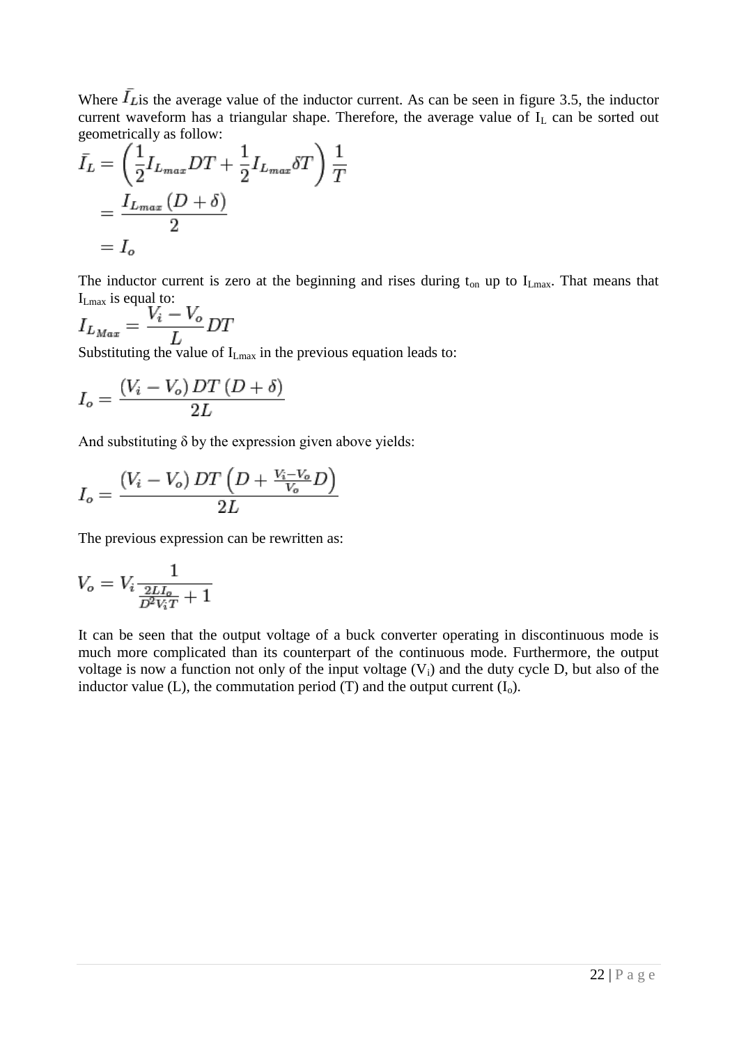Where $\bar{I_L}$ is the average value of the inductor current. As can be seen in figure 3.5, the inductor current waveform has a triangular shape. Therefore, the average value of $I_L$ can be sorted out geometrically as follow:

$$\begin{aligned}
\bar{I_L} &= \left(\frac{1}{2} I_{L_{max}} DT + \frac{1}{2} I_{L_{max}} \delta T\right) \frac{1}{T} \\
&= \frac{I_{L_{max}} (D + \delta)}{2} \\
&= I_o
\end{aligned}$$

The inductor current is zero at the beginning and rises during $t_{on}$ up to $I_{Lmax}$. That means that $I_{Lmax}$ is equal to:

$$I_{L_{Max}} = \frac{V_i - V_o}{L} DT$$

Substituting the value of $I_{Lmax}$ in the previous equation leads to:

$$I_o = \frac{(V_i - V_o) DT (D + \delta)}{2L}$$

And substituting δ by the expression given above yields:

$$I_o = \frac{(V_i - V_o) DT \left(D + \frac{V_i - V_o}{V_o} D\right)}{2L}$$

The previous expression can be rewritten as:

$$V_o = V_i \frac{1}{\frac{2LI_o}{D^2 V_i T} + 1}$$

It can be seen that the output voltage of a buck converter operating in discontinuous mode is much more complicated than its counterpart of the continuous mode. Furthermore, the output voltage is now a function not only of the input voltage ($V_i$) and the duty cycle D, but also of the inductor value (L), the commutation period (T) and the output current ($I_o$).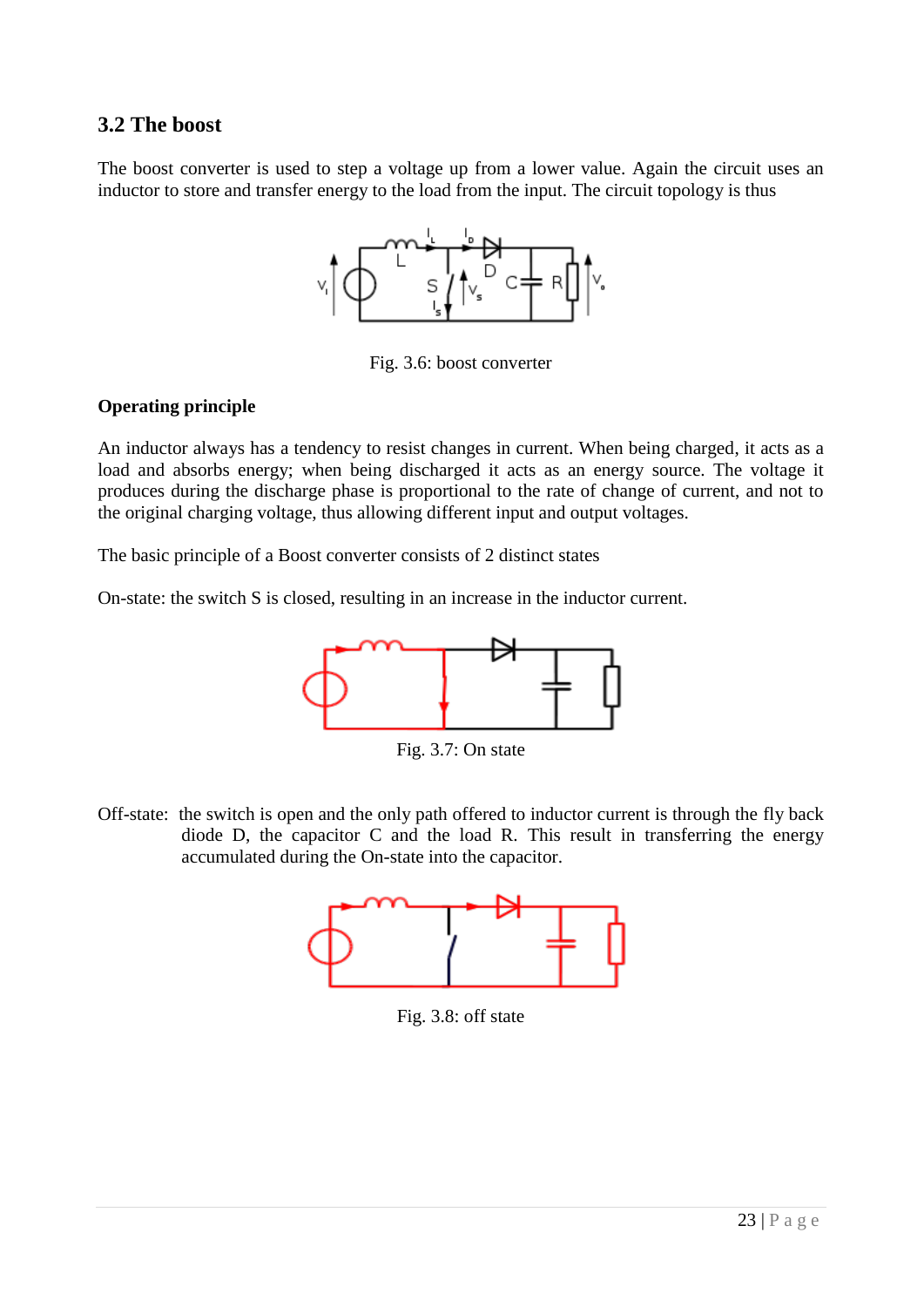## 3.2 The boost

The boost converter is used to step a voltage up from a lower value. Again the circuit uses an inductor to store and transfer energy to the load from the input. The circuit topology is thus

Fig. 3.6: boost converter

**Operating principle**

An inductor always has a tendency to resist changes in current. When being charged, it acts as a load and absorbs energy; when being discharged it acts as an energy source. The voltage it produces during the discharge phase is proportional to the rate of change of current, and not to the original charging voltage, thus allowing different input and output voltages.

The basic principle of a Boost converter consists of 2 distinct states

On-state: the switch S is closed, resulting in an increase in the inductor current.

Fig. 3.7: On state

Off-state: the switch is open and the only path offered to inductor current is through the fly back diode D, the capacitor C and the load R. This result in transferring the energy accumulated during the On-state into the capacitor.

Fig. 3.8: off state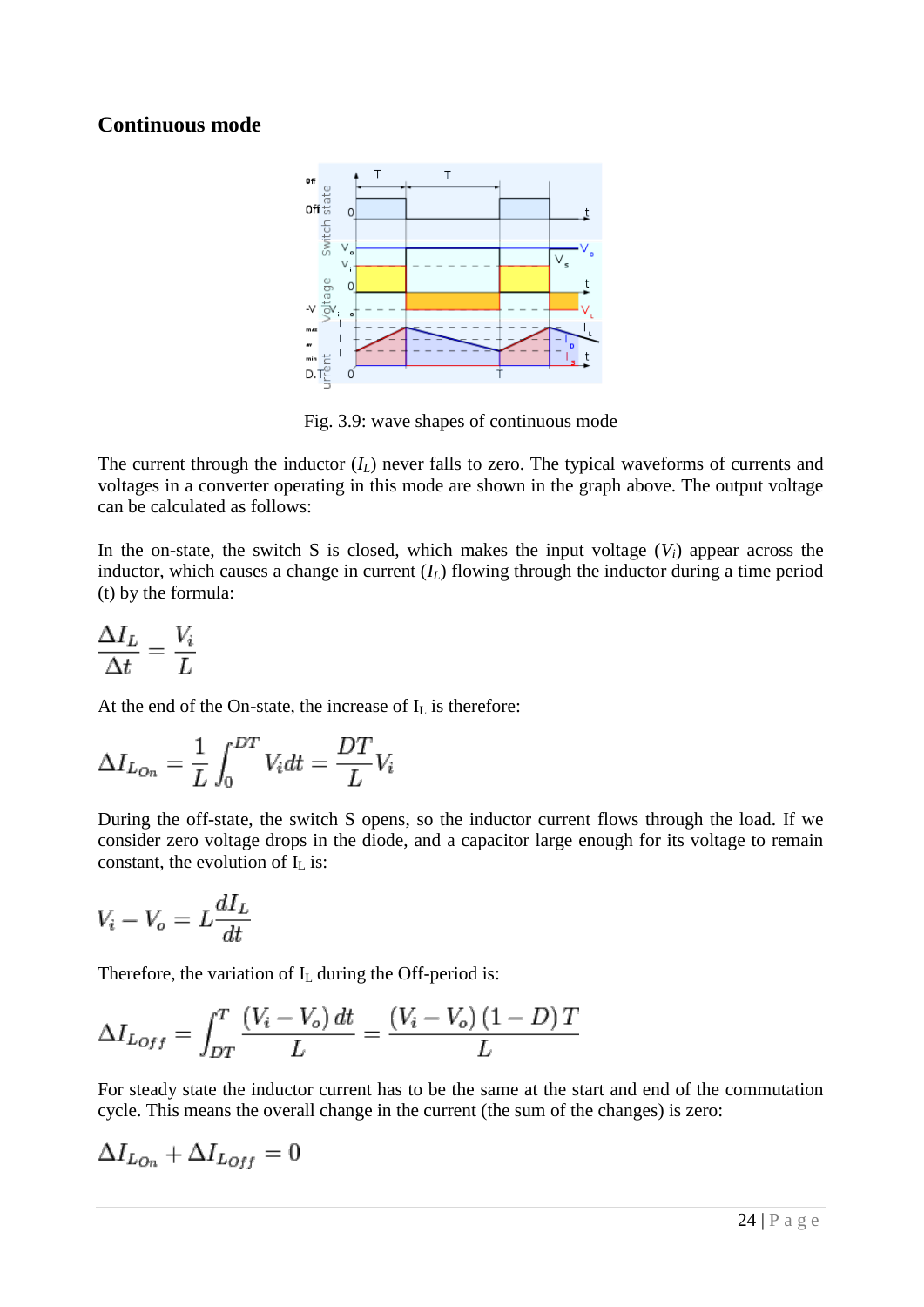### Continuous mode

Fig. 3.9: wave shapes of continuous mode

The current through the inductor ($I_L$) never falls to zero. The typical waveforms of currents and voltages in a converter operating in this mode are shown in the graph above. The output voltage can be calculated as follows:

In the on-state, the switch S is closed, which makes the input voltage ($V_i$) appear across the inductor, which causes a change in current ($I_L$) flowing through the inductor during a time period (t) by the formula:

$$\frac{\Delta I_L}{\Delta t} = \frac{V_i}{L}$$

At the end of the On-state, the increase of $I_L$ is therefore:

$$\Delta I_{L_{On}} = \frac{1}{L}\int_0^{DT} V_i dt = \frac{DT}{L}V_i$$

During the off-state, the switch S opens, so the inductor current flows through the load. If we consider zero voltage drops in the diode, and a capacitor large enough for its voltage to remain constant, the evolution of $I_L$ is:

$$V_i - V_o = L\frac{dI_L}{dt}$$

Therefore, the variation of $I_L$ during the Off-period is:

$$\Delta I_{L_{Off}} = \int_{DT}^{T} \frac{(V_i - V_o)\,dt}{L} = \frac{(V_i - V_o)\,(1 - D)\,T}{L}$$

For steady state the inductor current has to be the same at the start and end of the commutation cycle. This means the overall change in the current (the sum of the changes) is zero:

$$\Delta I_{L_{On}} + \Delta I_{L_{Off}} = 0$$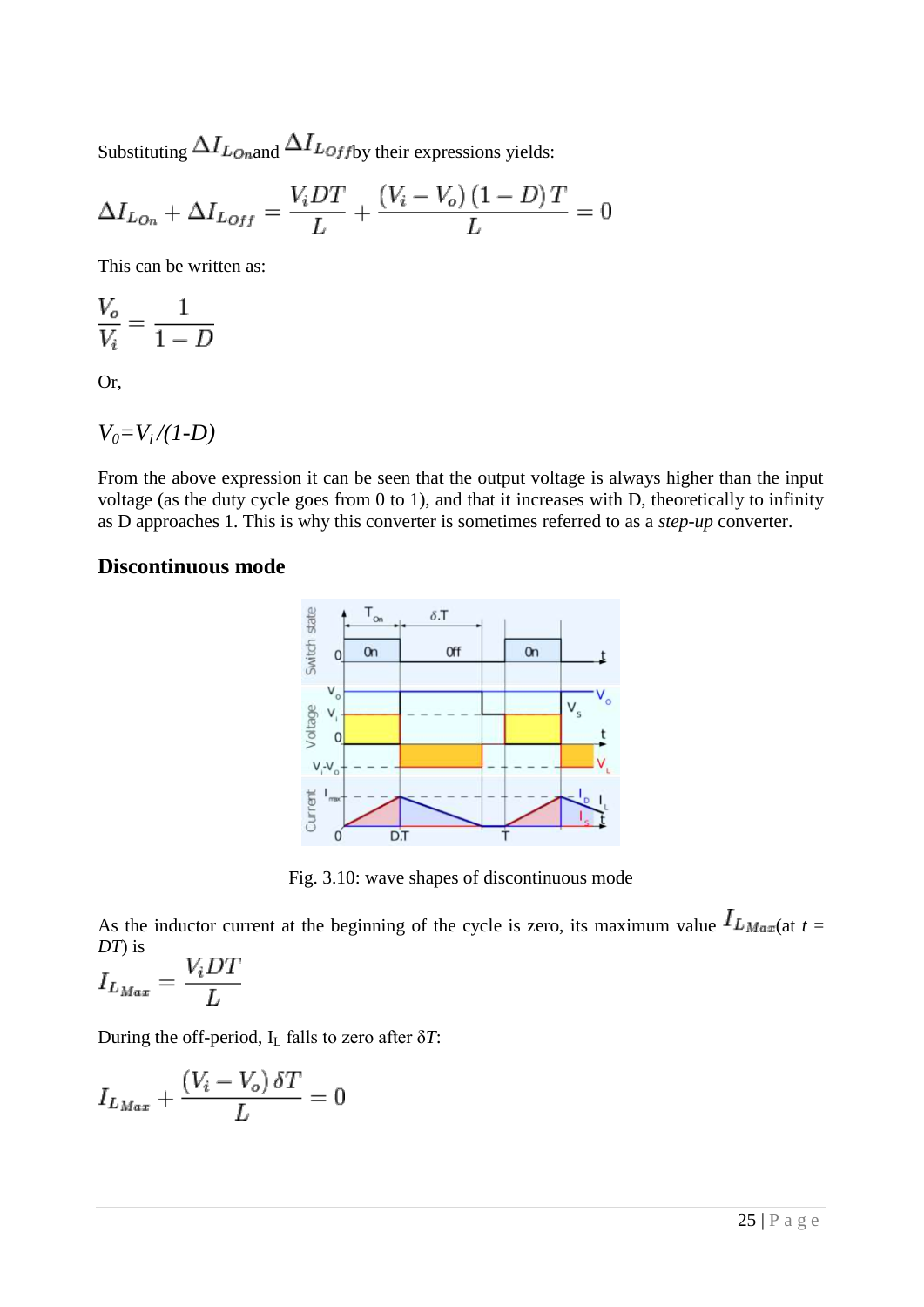Substituting $\Delta I_{L_{On}}$ and $\Delta I_{L_{Off}}$ by their expressions yields:

$$\Delta I_{L_{On}} + \Delta I_{L_{Off}} = \frac{V_i DT}{L} + \frac{(V_i - V_o)(1 - D)T}{L} = 0$$

This can be written as:

$$\frac{V_o}{V_i} = \frac{1}{1 - D}$$

Or,

$$V_0 = V_i/(1-D)$$

From the above expression it can be seen that the output voltage is always higher than the input voltage (as the duty cycle goes from 0 to 1), and that it increases with D, theoretically to infinity as D approaches 1. This is why this converter is sometimes referred to as a *step-up* converter.

## Discontinuous mode

Fig. 3.10: wave shapes of discontinuous mode

As the inductor current at the beginning of the cycle is zero, its maximum value $I_{L_{Max}}$ (at $t = DT$) is

$$I_{L_{Max}} = \frac{V_i DT}{L}$$

During the off-period, $I_L$ falls to zero after $\delta T$:

$$I_{L_{Max}} + \frac{(V_i - V_o)\,\delta T}{L} = 0$$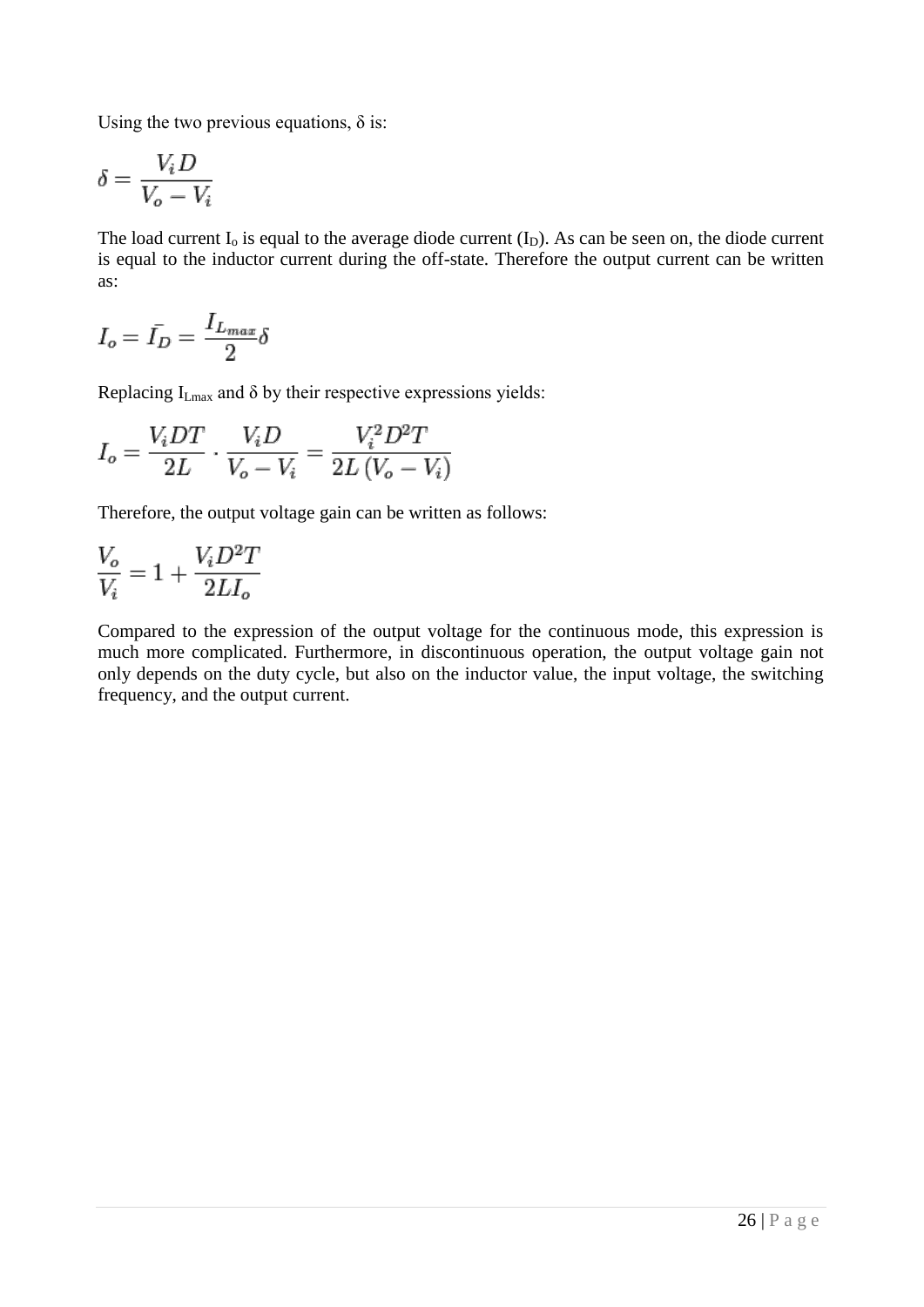Using the two previous equations, δ is:

$$\delta = \frac{V_i D}{V_o - V_i}$$

The load current $I_o$ is equal to the average diode current ($I_D$). As can be seen on, the diode current is equal to the inductor current during the off-state. Therefore the output current can be written as:

$$I_o = \bar{I_D} = \frac{I_{L_{max}}}{2}\delta$$

Replacing $I_{Lmax}$ and δ by their respective expressions yields:

$$I_o = \frac{V_i D T}{2L} \cdot \frac{V_i D}{V_o - V_i} = \frac{V_i^2 D^2 T}{2L\left(V_o - V_i\right)}$$

Therefore, the output voltage gain can be written as follows:

$$\frac{V_o}{V_i} = 1 + \frac{V_i D^2 T}{2 L I_o}$$

Compared to the expression of the output voltage for the continuous mode, this expression is much more complicated. Furthermore, in discontinuous operation, the output voltage gain not only depends on the duty cycle, but also on the inductor value, the input voltage, the switching frequency, and the output current.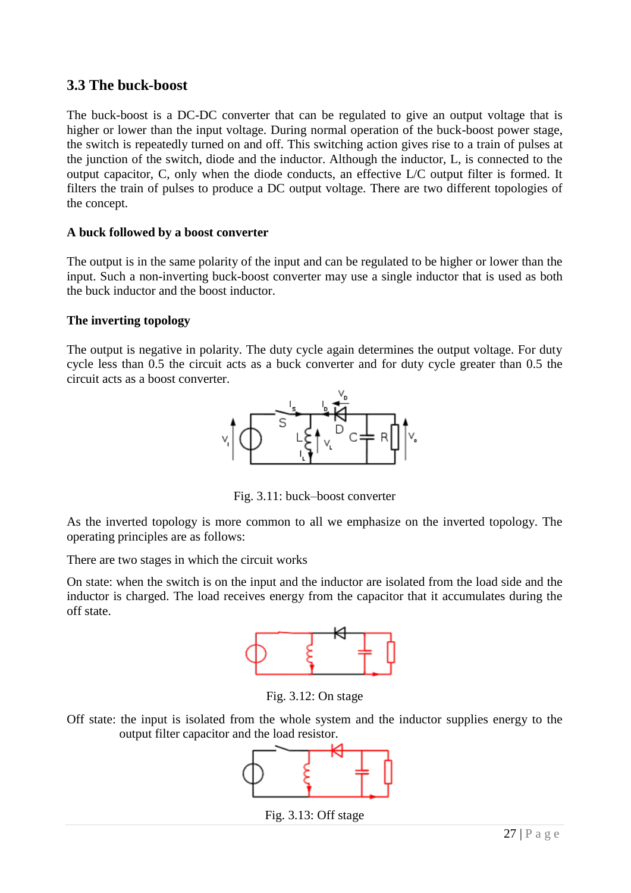## 3.3 The buck-boost

The buck-boost is a DC-DC converter that can be regulated to give an output voltage that is higher or lower than the input voltage. During normal operation of the buck-boost power stage, the switch is repeatedly turned on and off. This switching action gives rise to a train of pulses at the junction of the switch, diode and the inductor. Although the inductor, L, is connected to the output capacitor, C, only when the diode conducts, an effective L/C output filter is formed. It filters the train of pulses to produce a DC output voltage. There are two different topologies of the concept.

**A buck followed by a boost converter**

The output is in the same polarity of the input and can be regulated to be higher or lower than the input. Such a non-inverting buck-boost converter may use a single inductor that is used as both the buck inductor and the boost inductor.

**The inverting topology**

The output is negative in polarity. The duty cycle again determines the output voltage. For duty cycle less than 0.5 the circuit acts as a buck converter and for duty cycle greater than 0.5 the circuit acts as a boost converter.

Fig. 3.11: buck–boost converter

As the inverted topology is more common to all we emphasize on the inverted topology. The operating principles are as follows:

There are two stages in which the circuit works

On state: when the switch is on the input and the inductor are isolated from the load side and the inductor is charged. The load receives energy from the capacitor that it accumulates during the off state.

Fig. 3.12: On stage

Off state: the input is isolated from the whole system and the inductor supplies energy to the output filter capacitor and the load resistor.

Fig. 3.13: Off stage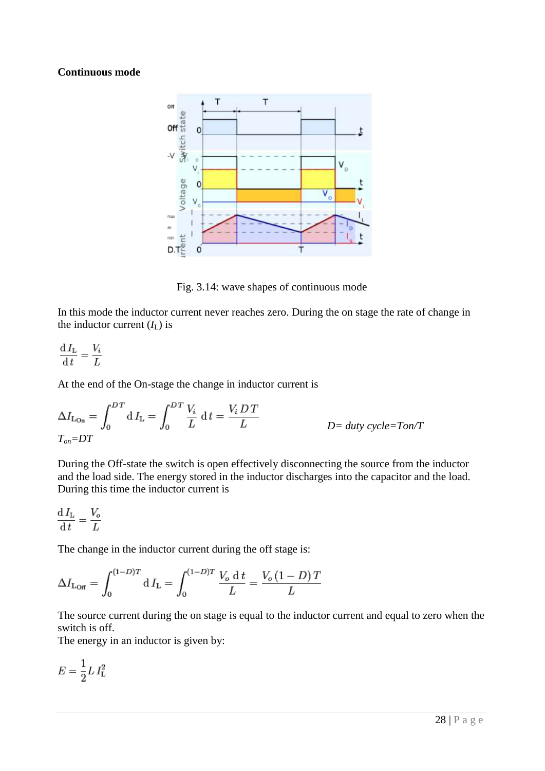**Continuous mode**

Fig. 3.14: wave shapes of continuous mode

In this mode the inductor current never reaches zero. During the on stage the rate of change in the inductor current ($I_L$) is

$$\frac{\mathrm{d}\,I_L}{\mathrm{d}\,t} = \frac{V_i}{L}$$

At the end of the On-stage the change in inductor current is

$$\Delta I_{L_{On}} = \int_0^{DT} \mathrm{d}\,I_L = \int_0^{DT} \frac{V_i}{L}\,\mathrm{d}\,t = \frac{V_i\,DT}{L}$$

*D= duty cycle=Ton/T*

$T_{on}=DT$

During the Off-state the switch is open effectively disconnecting the source from the inductor and the load side. The energy stored in the inductor discharges into the capacitor and the load. During this time the inductor current is

$$\frac{\mathrm{d}\,I_L}{\mathrm{d}\,t} = \frac{V_o}{L}$$

The change in the inductor current during the off stage is:

$$\Delta I_{L_{Off}} = \int_0^{(1-D)T} \mathrm{d}\,I_L = \int_0^{(1-D)T} \frac{V_o\,\mathrm{d}\,t}{L} = \frac{V_o\,(1-D)\,T}{L}$$

The source current during the on stage is equal to the inductor current and equal to zero when the switch is off.

The energy in an inductor is given by:

$$E = \frac{1}{2} L\, I_L^2$$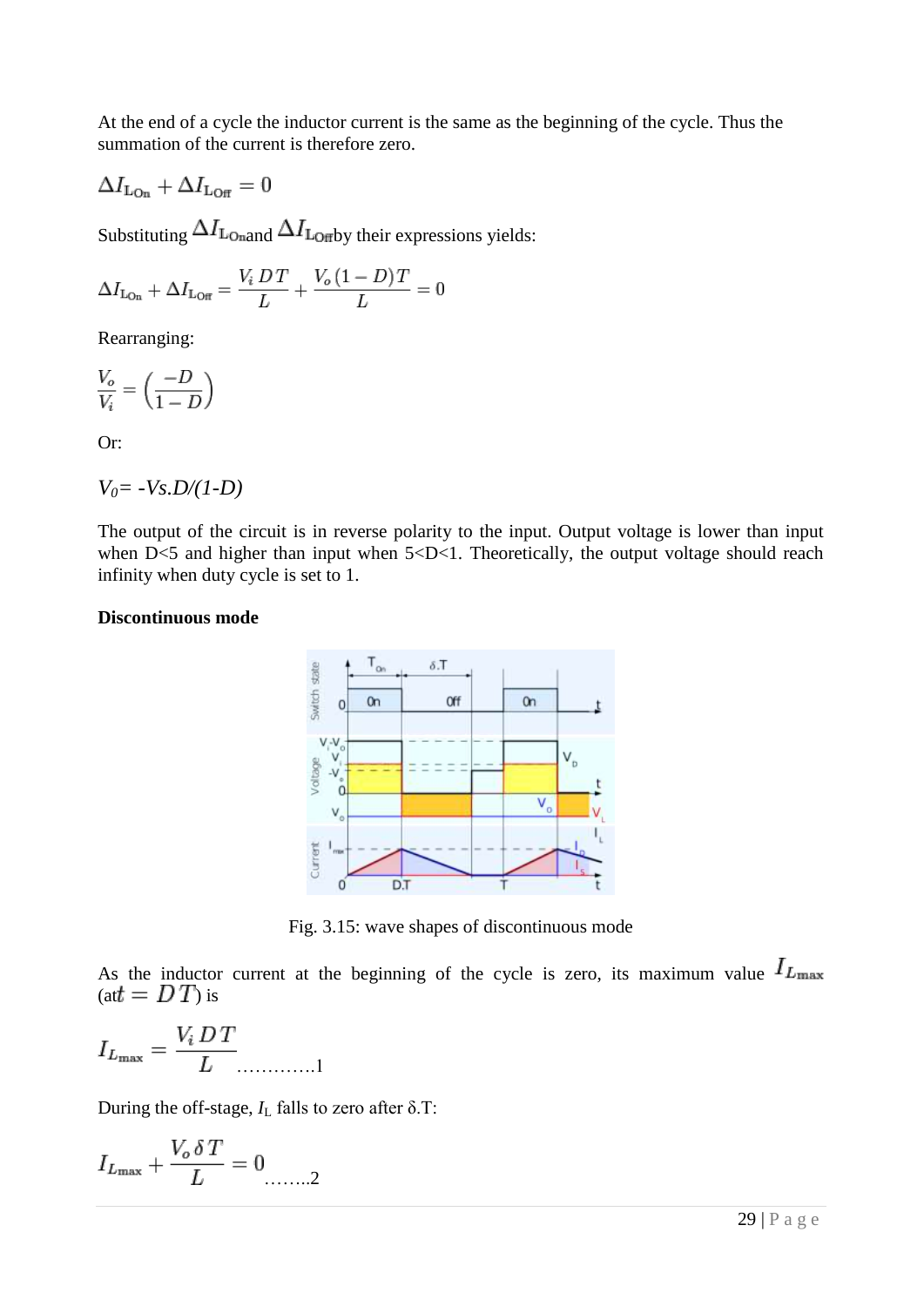At the end of a cycle the inductor current is the same as the beginning of the cycle. Thus the summation of the current is therefore zero.

$$\Delta I_{\mathrm{L_{On}}} + \Delta I_{\mathrm{L_{Off}}} = 0$$

Substituting $\Delta I_{\mathrm{L_{On}}}$ and $\Delta I_{\mathrm{L_{Off}}}$ by their expressions yields:

$$\Delta I_{\mathrm{L_{On}}} + \Delta I_{\mathrm{L_{Off}}} = \frac{V_i\, D\, T}{L} + \frac{V_o\, (1-D)T}{L} = 0$$

Rearranging:

$$\frac{V_o}{V_i} = \left(\frac{-D}{1-D}\right)$$

Or:

$$V_0 = -Vs.D/(1-D)$$

The output of the circuit is in reverse polarity to the input. Output voltage is lower than input when D<5 and higher than input when 5<D<1. Theoretically, the output voltage should reach infinity when duty cycle is set to 1.

**Discontinuous mode**

Fig. 3.15: wave shapes of discontinuous mode

As the inductor current at the beginning of the cycle is zero, its maximum value $I_{L_{\mathrm{max}}}$ (at $t = DT$) is

$$I_{L_{\mathrm{max}}} = \frac{V_i\, D\, T}{L} \quad \text{.............1}$$

During the off-stage, $I_L$ falls to zero after $\delta$.T:

$$I_{L_{\mathrm{max}}} + \frac{V_o\, \delta\, T}{L} = 0 \quad \text{........2}$$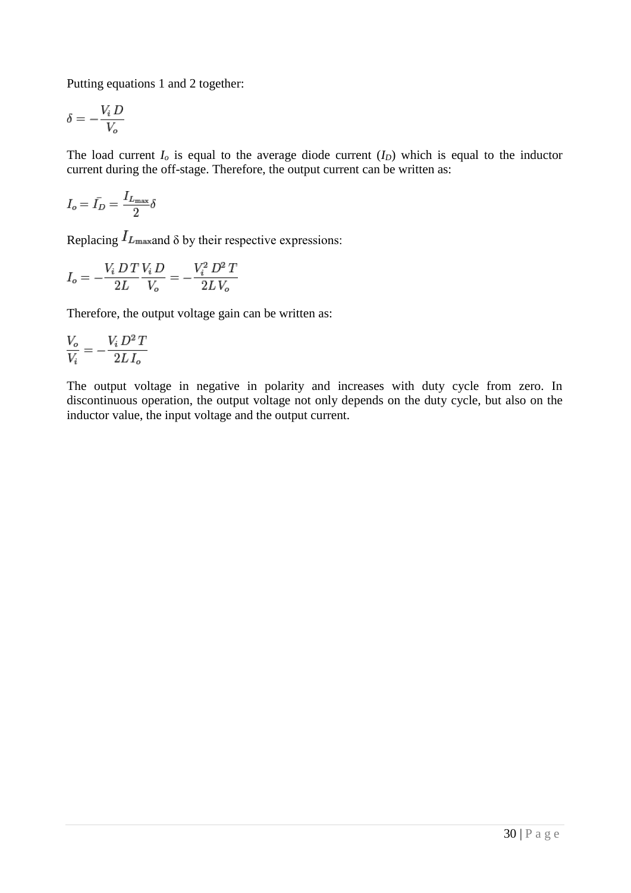Putting equations 1 and 2 together:

$$\delta = -\frac{V_i\, D}{V_o}$$

The load current $I_o$ is equal to the average diode current ($I_D$) which is equal to the inductor current during the off-stage. Therefore, the output current can be written as:

$$I_o = \bar{I_D} = \frac{I_{L_{\max}}}{2}\delta$$

Replacing $I_{L_{\max}}$and δ by their respective expressions:

$$I_o = -\frac{V_i\, D\, T}{2L}\frac{V_i\, D}{V_o} = -\frac{V_i^2\, D^2\, T}{2L\, V_o}$$

Therefore, the output voltage gain can be written as:

$$\frac{V_o}{V_i} = -\frac{V_i\, D^2\, T}{2L\, I_o}$$

The output voltage in negative in polarity and increases with duty cycle from zero. In discontinuous operation, the output voltage not only depends on the duty cycle, but also on the inductor value, the input voltage and the output current.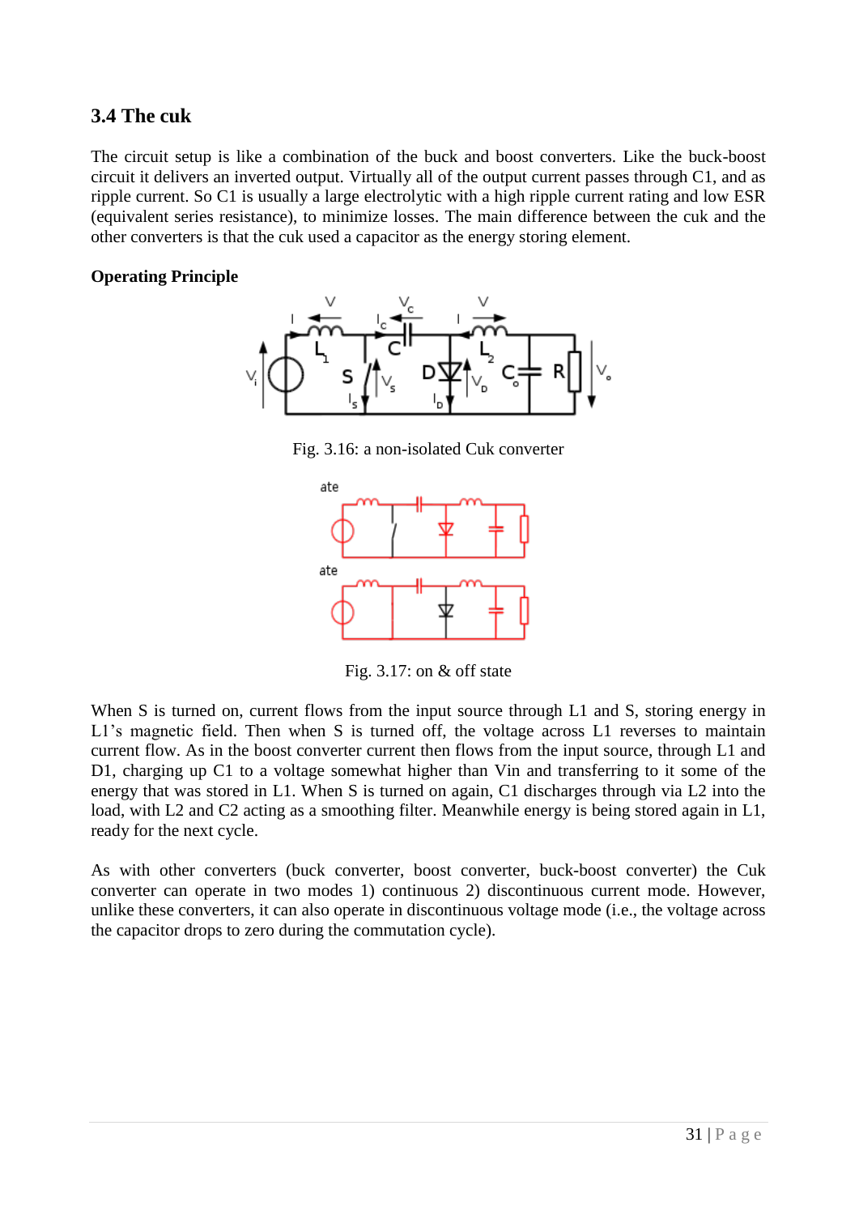### 3.4 The cuk

The circuit setup is like a combination of the buck and boost converters. Like the buck-boost circuit it delivers an inverted output. Virtually all of the output current passes through C1, and as ripple current. So C1 is usually a large electrolytic with a high ripple current rating and low ESR (equivalent series resistance), to minimize losses. The main difference between the cuk and the other converters is that the cuk used a capacitor as the energy storing element.

**Operating Principle**

Fig. 3.16: a non-isolated Cuk converter

Fig. 3.17: on & off state

When S is turned on, current flows from the input source through L1 and S, storing energy in L1's magnetic field. Then when S is turned off, the voltage across L1 reverses to maintain current flow. As in the boost converter current then flows from the input source, through L1 and D1, charging up C1 to a voltage somewhat higher than Vin and transferring to it some of the energy that was stored in L1. When S is turned on again, C1 discharges through via L2 into the load, with L2 and C2 acting as a smoothing filter. Meanwhile energy is being stored again in L1, ready for the next cycle.

As with other converters (buck converter, boost converter, buck-boost converter) the Cuk converter can operate in two modes 1) continuous 2) discontinuous current mode. However, unlike these converters, it can also operate in discontinuous voltage mode (i.e., the voltage across the capacitor drops to zero during the commutation cycle).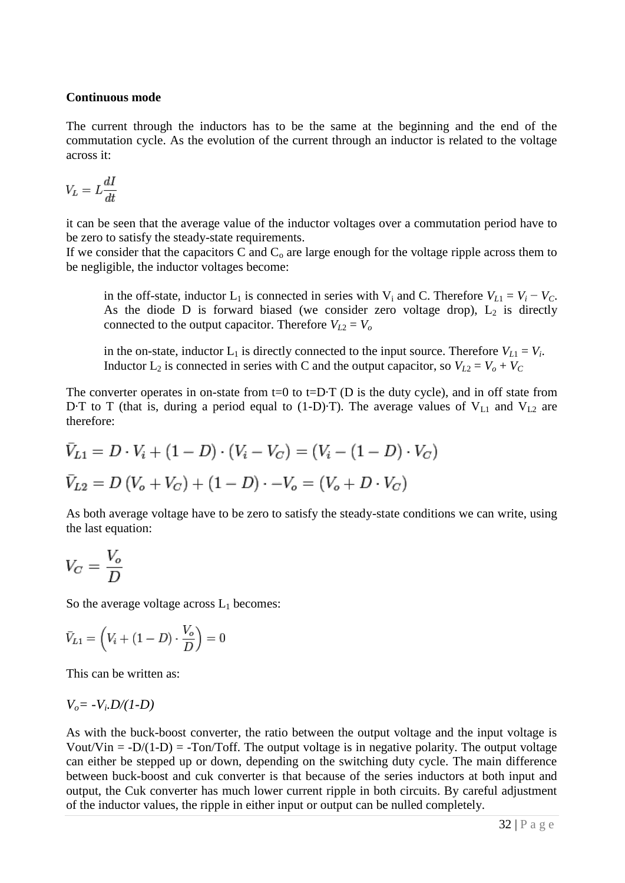**Continuous mode**

The current through the inductors has to be the same at the beginning and the end of the commutation cycle. As the evolution of the current through an inductor is related to the voltage across it:

$$V_L = L\frac{dI}{dt}$$

it can be seen that the average value of the inductor voltages over a commutation period have to be zero to satisfy the steady-state requirements.
If we consider that the capacitors C and $C_o$ are large enough for the voltage ripple across them to be negligible, the inductor voltages become:

> in the off-state, inductor $L_1$ is connected in series with $V_i$ and C. Therefore $V_{L1} = V_i - V_C$. As the diode D is forward biased (we consider zero voltage drop), $L_2$ is directly connected to the output capacitor. Therefore $V_{L2} = V_o$
>
> in the on-state, inductor $L_1$ is directly connected to the input source. Therefore $V_{L1} = V_i$. Inductor $L_2$ is connected in series with C and the output capacitor, so $V_{L2} = V_o + V_C$

The converter operates in on-state from t=0 to t=D·T (D is the duty cycle), and in off state from D·T to T (that is, during a period equal to (1-D)·T). The average values of $V_{L1}$ and $V_{L2}$ are therefore:

$$\bar{V}_{L1} = D \cdot V_i + (1-D)\cdot(V_i - V_C) = (V_i - (1-D)\cdot V_C)$$

$$\bar{V}_{L2} = D\,(V_o + V_C) + (1-D)\cdot -V_o = (V_o + D\cdot V_C)$$

As both average voltage have to be zero to satisfy the steady-state conditions we can write, using the last equation:

$$V_C = \frac{V_o}{D}$$

So the average voltage across $L_1$ becomes:

$$\bar{V}_{L1} = \left(V_i + (1-D)\cdot\frac{V_o}{D}\right) = 0$$

This can be written as:

$V_o = -V_i.D/(1-D)$

As with the buck-boost converter, the ratio between the output voltage and the input voltage is Vout/Vin = -D/(1-D) = -Ton/Toff. The output voltage is in negative polarity. The output voltage can either be stepped up or down, depending on the switching duty cycle. The main difference between buck-boost and cuk converter is that because of the series inductors at both input and output, the Cuk converter has much lower current ripple in both circuits. By careful adjustment of the inductor values, the ripple in either input or output can be nulled completely.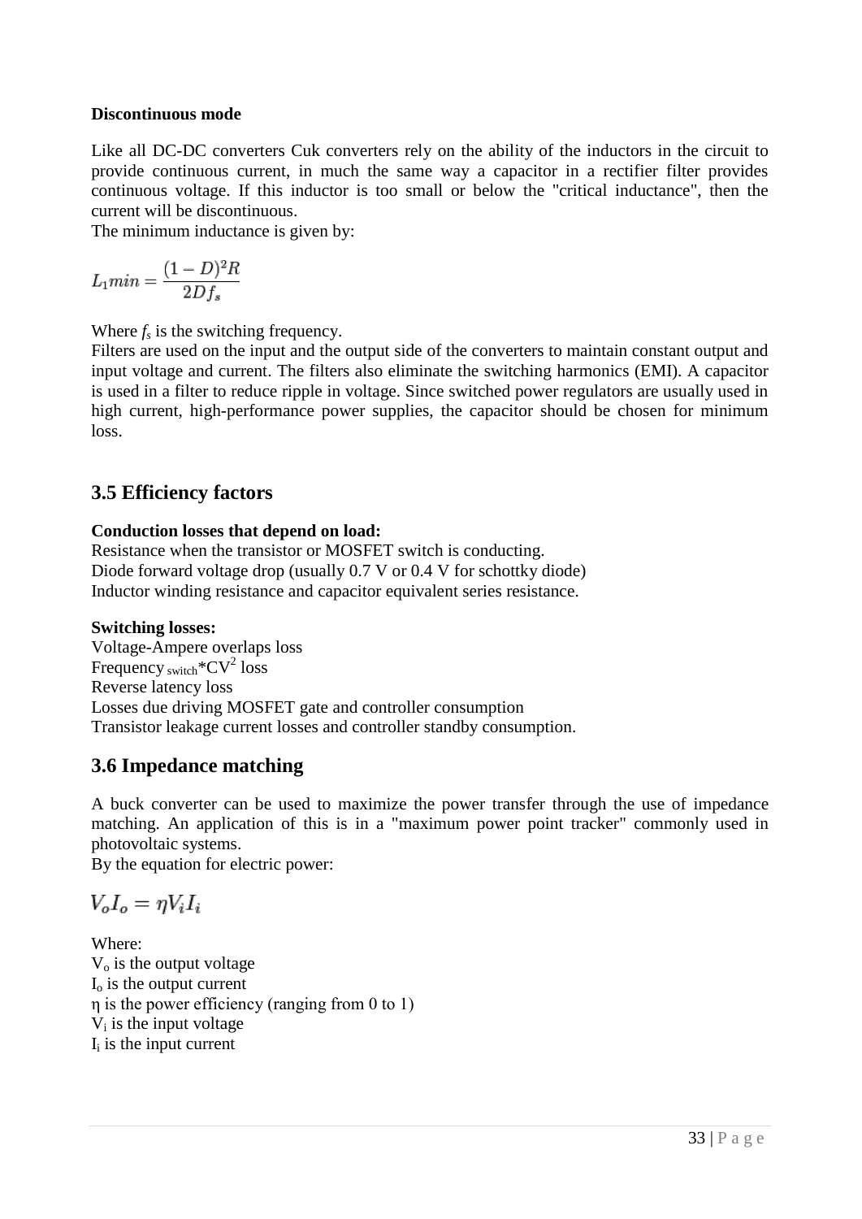**Discontinuous mode**

Like all DC-DC converters Cuk converters rely on the ability of the inductors in the circuit to provide continuous current, in much the same way a capacitor in a rectifier filter provides continuous voltage. If this inductor is too small or below the "critical inductance", then the current will be discontinuous.

The minimum inductance is given by:

$$L_1 min = \frac{(1-D)^2 R}{2 D f_s}$$

Where $f_s$ is the switching frequency.

Filters are used on the input and the output side of the converters to maintain constant output and input voltage and current. The filters also eliminate the switching harmonics (EMI). A capacitor is used in a filter to reduce ripple in voltage. Since switched power regulators are usually used in high current, high-performance power supplies, the capacitor should be chosen for minimum loss.

## 3.5 Efficiency factors

**Conduction losses that depend on load:**

Resistance when the transistor or MOSFET switch is conducting.
Diode forward voltage drop (usually 0.7 V or 0.4 V for schottky diode)
Inductor winding resistance and capacitor equivalent series resistance.

**Switching losses:**

Voltage-Ampere overlaps loss
$\text{Frequency}_{\text{switch}} * CV^2$ loss
Reverse latency loss
Losses due driving MOSFET gate and controller consumption
Transistor leakage current losses and controller standby consumption.

## 3.6 Impedance matching

A buck converter can be used to maximize the power transfer through the use of impedance matching. An application of this is in a "maximum power point tracker" commonly used in photovoltaic systems.

By the equation for electric power:

$$V_o I_o = \eta V_i I_i$$

Where:
$V_o$ is the output voltage
$I_o$ is the output current
$\eta$ is the power efficiency (ranging from 0 to 1)
$V_i$ is the input voltage
$I_i$ is the input current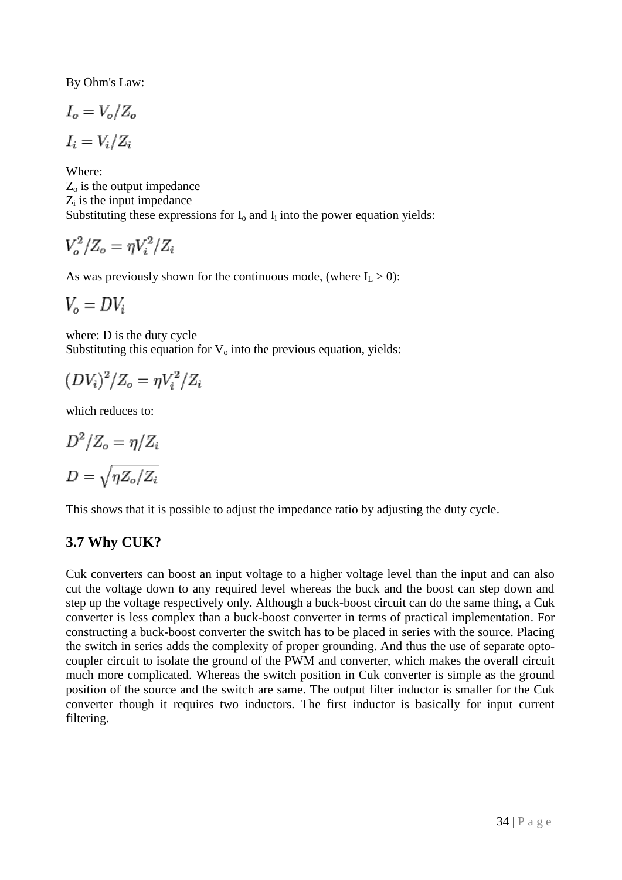By Ohm's Law:

$$I_o = V_o/Z_o$$

$$I_i = V_i/Z_i$$

Where:
$Z_o$ is the output impedance
$Z_i$ is the input impedance
Substituting these expressions for $I_o$ and $I_i$ into the power equation yields:

$$V_o^2/Z_o = \eta V_i^2/Z_i$$

As was previously shown for the continuous mode, (where $I_L > 0$):

$$V_o = DV_i$$

where: D is the duty cycle
Substituting this equation for $V_o$ into the previous equation, yields:

$$(DV_i)^2/Z_o = \eta V_i^2/Z_i$$

which reduces to:

$$D^2/Z_o = \eta/Z_i$$

$$D = \sqrt{\eta Z_o/Z_i}$$

This shows that it is possible to adjust the impedance ratio by adjusting the duty cycle.

### 3.7 Why CUK?

Cuk converters can boost an input voltage to a higher voltage level than the input and can also cut the voltage down to any required level whereas the buck and the boost can step down and step up the voltage respectively only. Although a buck-boost circuit can do the same thing, a Cuk converter is less complex than a buck-boost converter in terms of practical implementation. For constructing a buck-boost converter the switch has to be placed in series with the source. Placing the switch in series adds the complexity of proper grounding. And thus the use of separate opto-coupler circuit to isolate the ground of the PWM and converter, which makes the overall circuit much more complicated. Whereas the switch position in Cuk converter is simple as the ground position of the source and the switch are same. The output filter inductor is smaller for the Cuk converter though it requires two inductors. The first inductor is basically for input current filtering.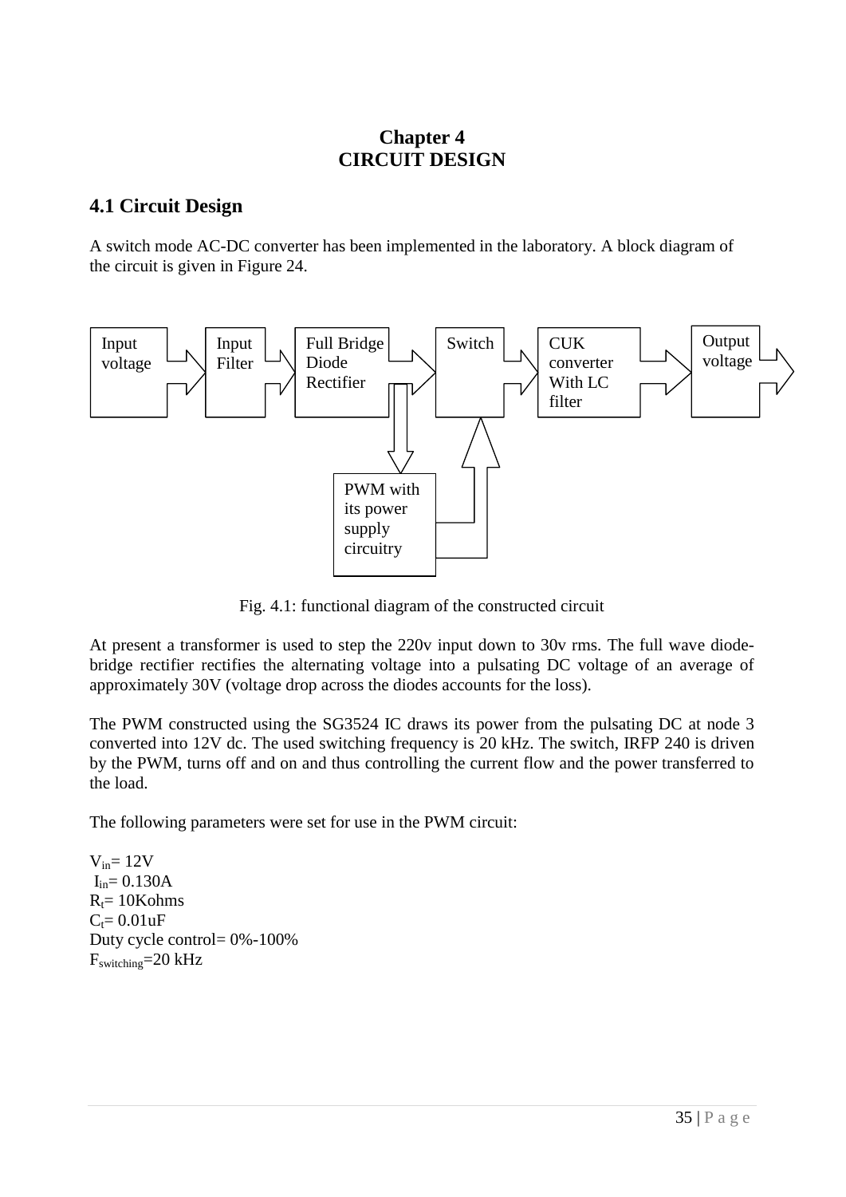# Chapter 4
# CIRCUIT DESIGN

## 4.1 Circuit Design

A switch mode AC-DC converter has been implemented in the laboratory. A block diagram of the circuit is given in Figure 24.

Input voltage → Input Filter → Full Bridge Diode Rectifier → Switch → CUK converter With LC filter → Output voltage

Full Bridge Diode Rectifier → PWM with its power supply circuitry → Switch

Fig. 4.1: functional diagram of the constructed circuit

At present a transformer is used to step the 220v input down to 30v rms. The full wave diode-bridge rectifier rectifies the alternating voltage into a pulsating DC voltage of an average of approximately 30V (voltage drop across the diodes accounts for the loss).

The PWM constructed using the SG3524 IC draws its power from the pulsating DC at node 3 converted into 12V dc. The used switching frequency is 20 kHz. The switch, IRFP 240 is driven by the PWM, turns off and on and thus controlling the current flow and the power transferred to the load.

The following parameters were set for use in the PWM circuit:

$V_{in}$= 12V
$I_{in}$= 0.130A
$R_t$= 10Kohms
$C_t$= 0.01uF
Duty cycle control= 0%-100%
$F_{switching}$=20 kHz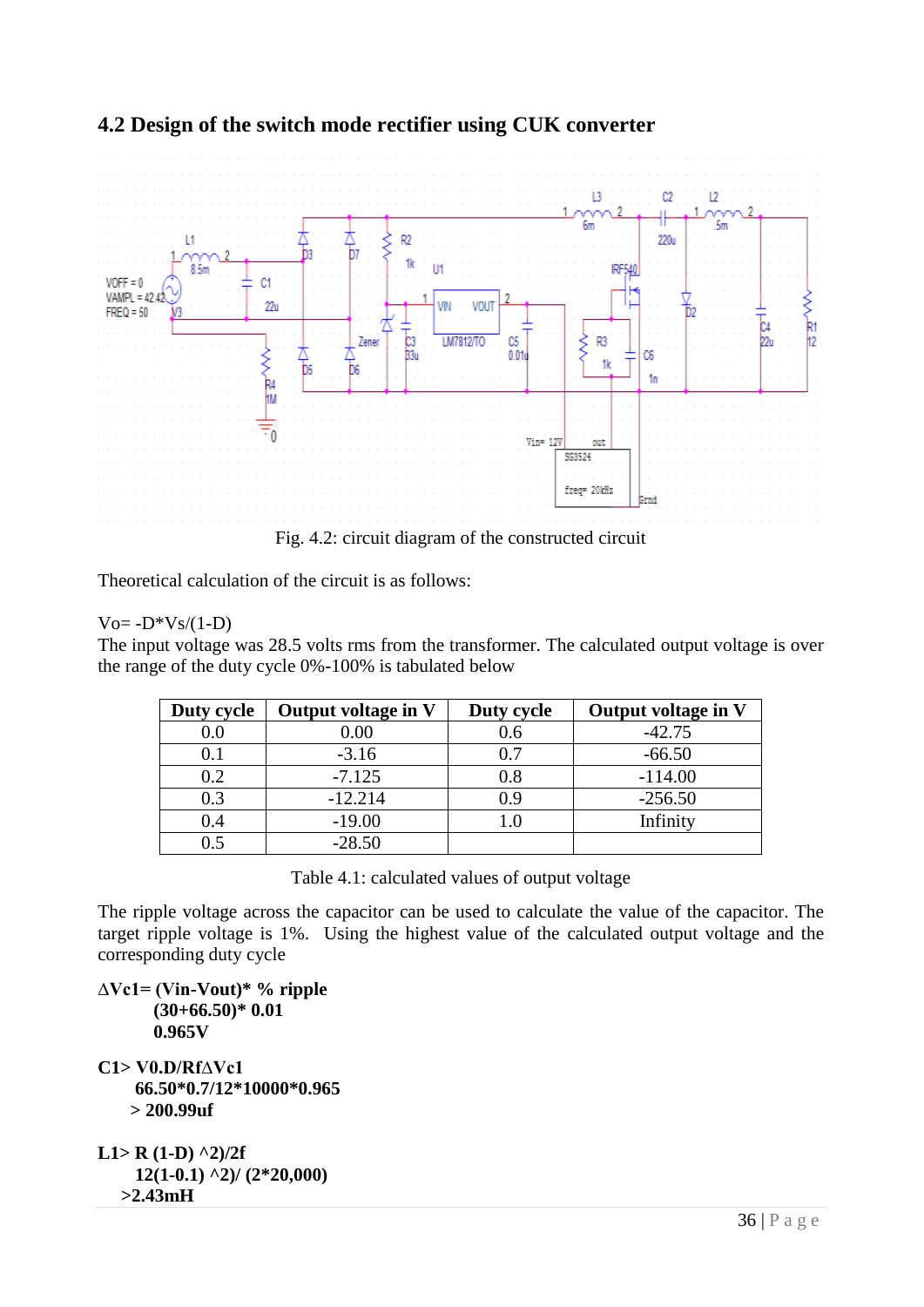## 4.2 Design of the switch mode rectifier using CUK converter

Fig. 4.2: circuit diagram of the constructed circuit

Theoretical calculation of the circuit is as follows:

$V_o = -D \cdot V_s/(1-D)$

The input voltage was 28.5 volts rms from the transformer. The calculated output voltage is over the range of the duty cycle 0%-100% is tabulated below

| Duty cycle | Output voltage in V | Duty cycle | Output voltage in V |
|---|---|---|---|
| 0.0 | 0.00 | 0.6 | -42.75 |
| 0.1 | -3.16 | 0.7 | -66.50 |
| 0.2 | -7.125 | 0.8 | -114.00 |
| 0.3 | -12.214 | 0.9 | -256.50 |
| 0.4 | -19.00 | 1.0 | Infinity |
| 0.5 | -28.50 | | |

Table 4.1: calculated values of output voltage

The ripple voltage across the capacitor can be used to calculate the value of the capacitor. The target ripple voltage is 1%. Using the highest value of the calculated output voltage and the corresponding duty cycle

**$\Delta V_{c1} = (V_{in} - V_{out}) \cdot \%$ ripple**

**$(30+66.50) \cdot 0.01$**

**0.965V**

**$C_1 > V_0 \cdot D/Rf\Delta V_{c1}$**

**$66.50 \cdot 0.7/12 \cdot 10000 \cdot 0.965$**

**> 200.99uf**

**$L_1 > R(1-D)^2/2f$**

**$12(1-0.1)^2/(2 \cdot 20{,}000)$**

**>2.43mH**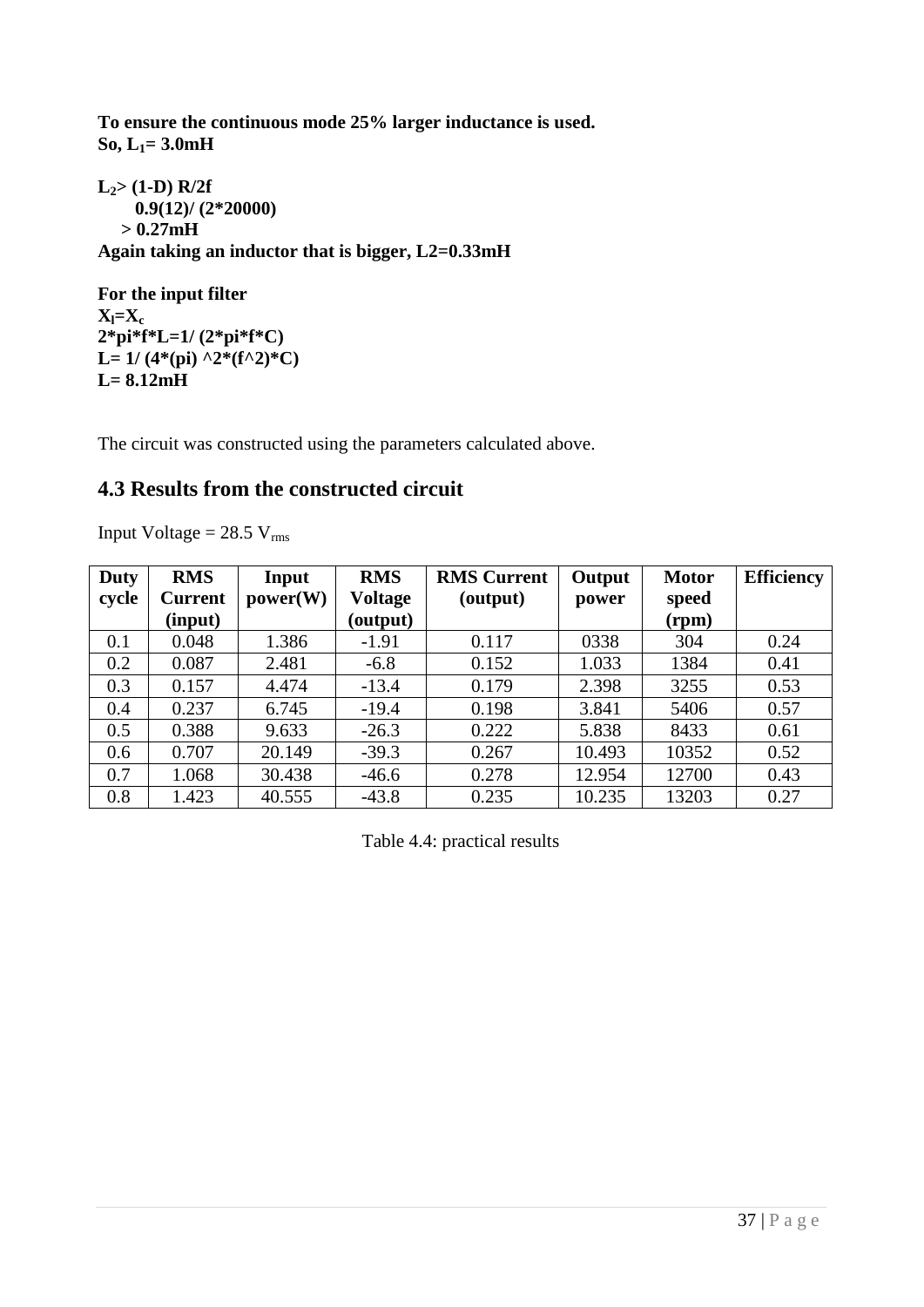**To ensure the continuous mode 25% larger inductance is used.**
**So, $L_1$= 3.0mH**

**$L_2$> (1-D) R/2f**
**0.9(12)/ (2*20000)**
**> 0.27mH**
**Again taking an inductor that is bigger, L2=0.33mH**

**For the input filter**
**$X_l=X_c$**
**2*pi*f*L=1/ (2*pi*f*C)**
**L= 1/ (4*(pi) ^2*(f^2)*C)**
**L= 8.12mH**

The circuit was constructed using the parameters calculated above.

## 4.3 Results from the constructed circuit

Input Voltage = 28.5 $V_{rms}$

| Duty cycle | RMS Current (input) | Input power(W) | RMS Voltage (output) | RMS Current (output) | Output power | Motor speed (rpm) | Efficiency |
|---|---|---|---|---|---|---|---|
| 0.1 | 0.048 | 1.386 | -1.91 | 0.117 | 0338 | 304 | 0.24 |
| 0.2 | 0.087 | 2.481 | -6.8 | 0.152 | 1.033 | 1384 | 0.41 |
| 0.3 | 0.157 | 4.474 | -13.4 | 0.179 | 2.398 | 3255 | 0.53 |
| 0.4 | 0.237 | 6.745 | -19.4 | 0.198 | 3.841 | 5406 | 0.57 |
| 0.5 | 0.388 | 9.633 | -26.3 | 0.222 | 5.838 | 8433 | 0.61 |
| 0.6 | 0.707 | 20.149 | -39.3 | 0.267 | 10.493 | 10352 | 0.52 |
| 0.7 | 1.068 | 30.438 | -46.6 | 0.278 | 12.954 | 12700 | 0.43 |
| 0.8 | 1.423 | 40.555 | -43.8 | 0.235 | 10.235 | 13203 | 0.27 |

Table 4.4: practical results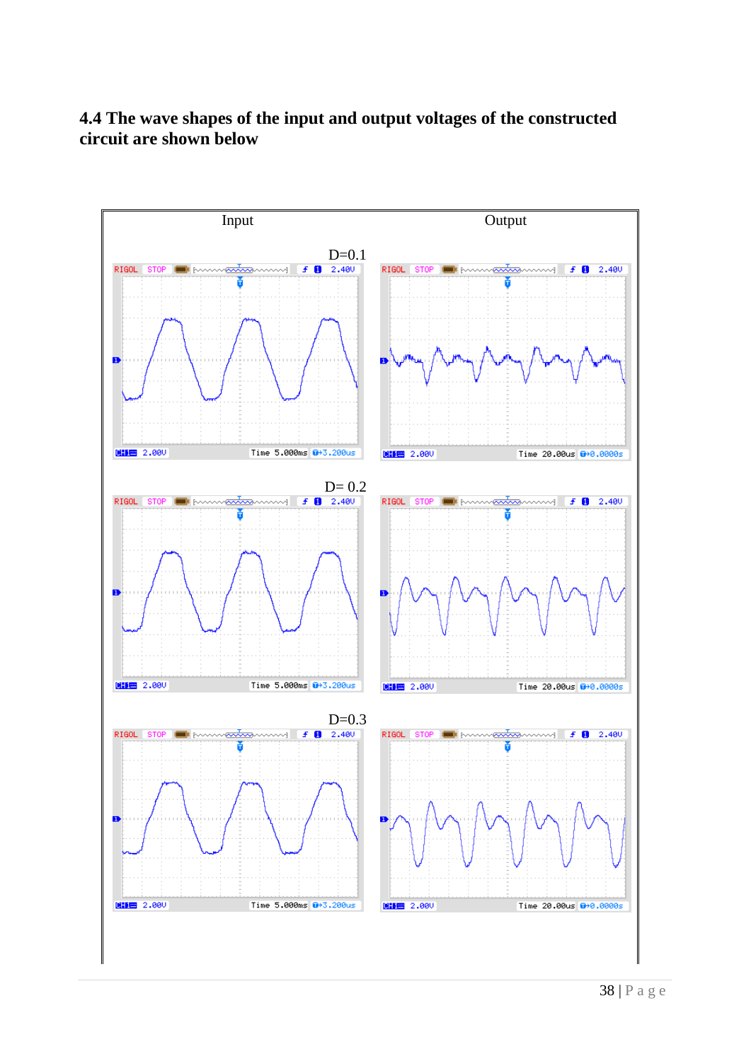## 4.4 The wave shapes of the input and output voltages of the constructed circuit are shown below

| Input | Output |
|---|---|
| D=0.1 | |
| D= 0.2 | |
| D=0.3 | |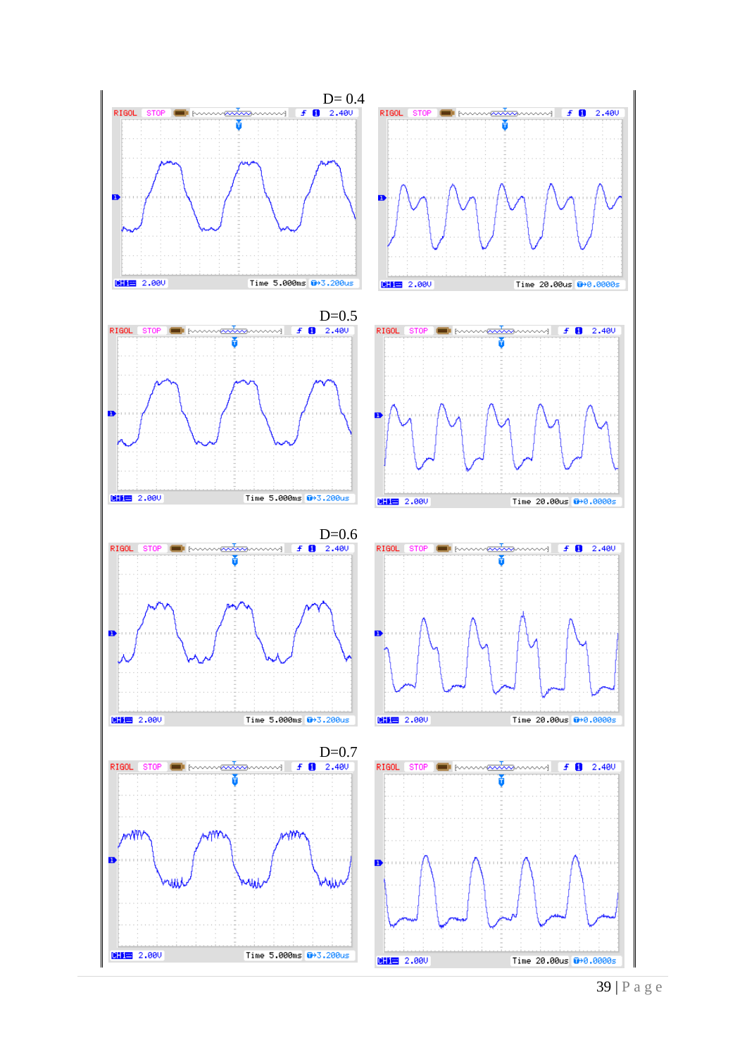D= 0.4

D=0.5

D=0.6

D=0.7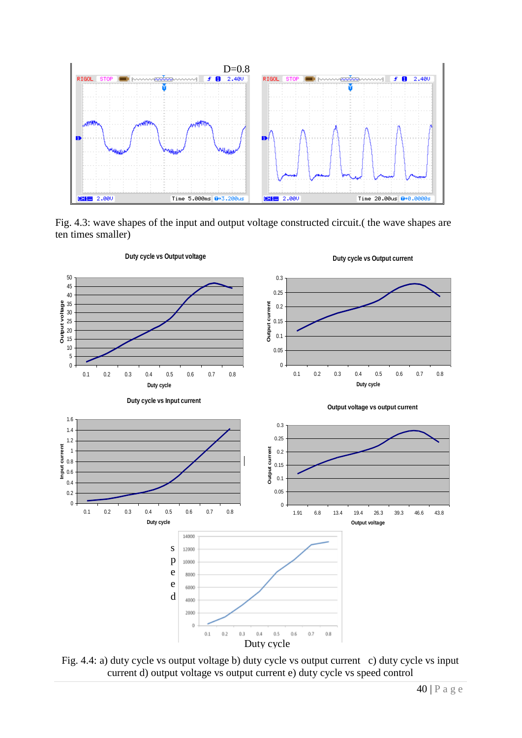D=0.8

Fig. 4.3: wave shapes of the input and output voltage constructed circuit.( the wave shapes are ten times smaller)

Fig. 4.4: a) duty cycle vs output voltage b) duty cycle vs output current c) duty cycle vs input current d) output voltage vs output current e) duty cycle vs speed control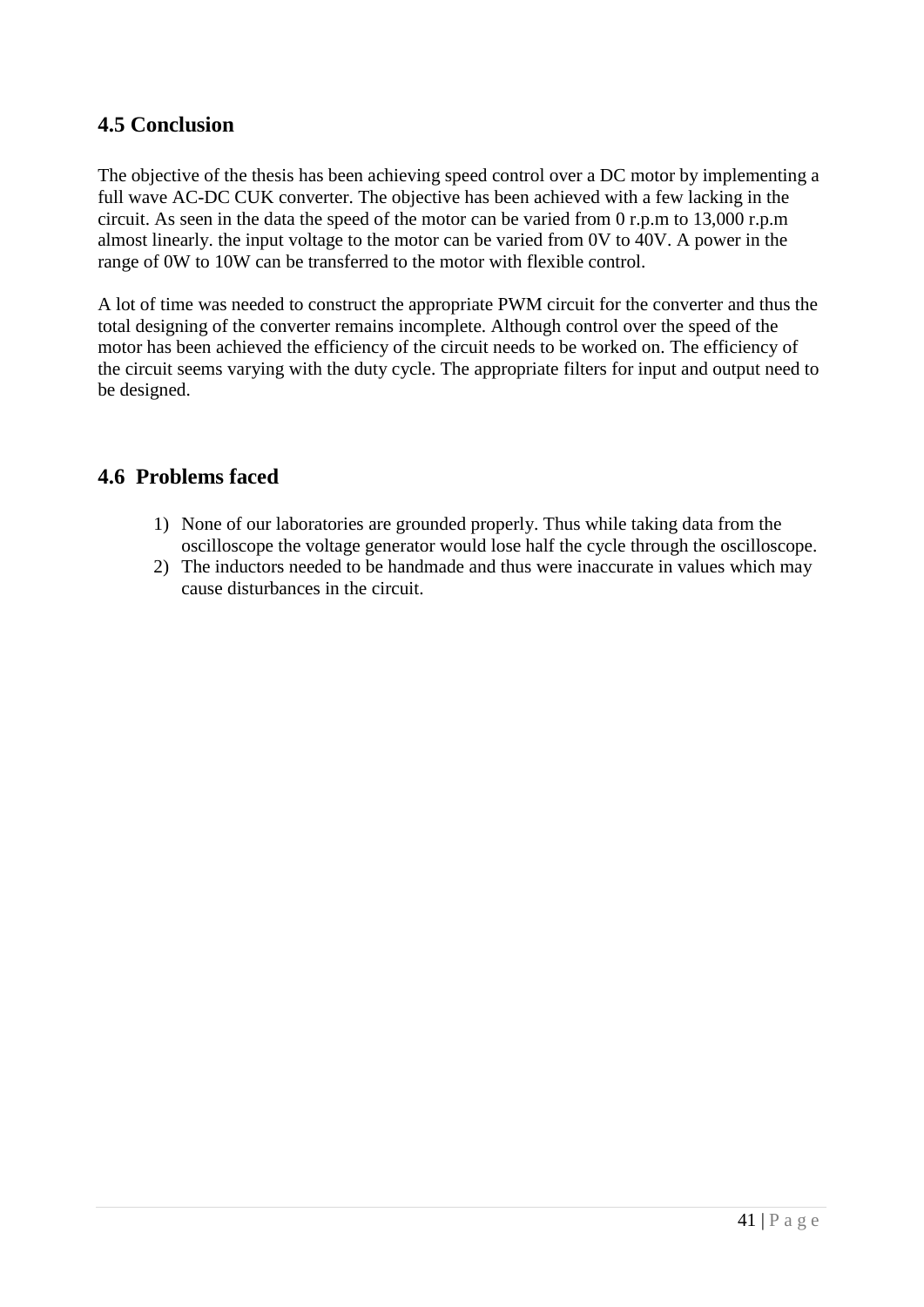## 4.5 Conclusion

The objective of the thesis has been achieving speed control over a DC motor by implementing a full wave AC-DC CUK converter. The objective has been achieved with a few lacking in the circuit. As seen in the data the speed of the motor can be varied from 0 r.p.m to 13,000 r.p.m almost linearly. the input voltage to the motor can be varied from 0V to 40V. A power in the range of 0W to 10W can be transferred to the motor with flexible control.

A lot of time was needed to construct the appropriate PWM circuit for the converter and thus the total designing of the converter remains incomplete. Although control over the speed of the motor has been achieved the efficiency of the circuit needs to be worked on. The efficiency of the circuit seems varying with the duty cycle. The appropriate filters for input and output need to be designed.

## 4.6 Problems faced

1) None of our laboratories are grounded properly. Thus while taking data from the oscilloscope the voltage generator would lose half the cycle through the oscilloscope.
2) The inductors needed to be handmade and thus were inaccurate in values which may cause disturbances in the circuit.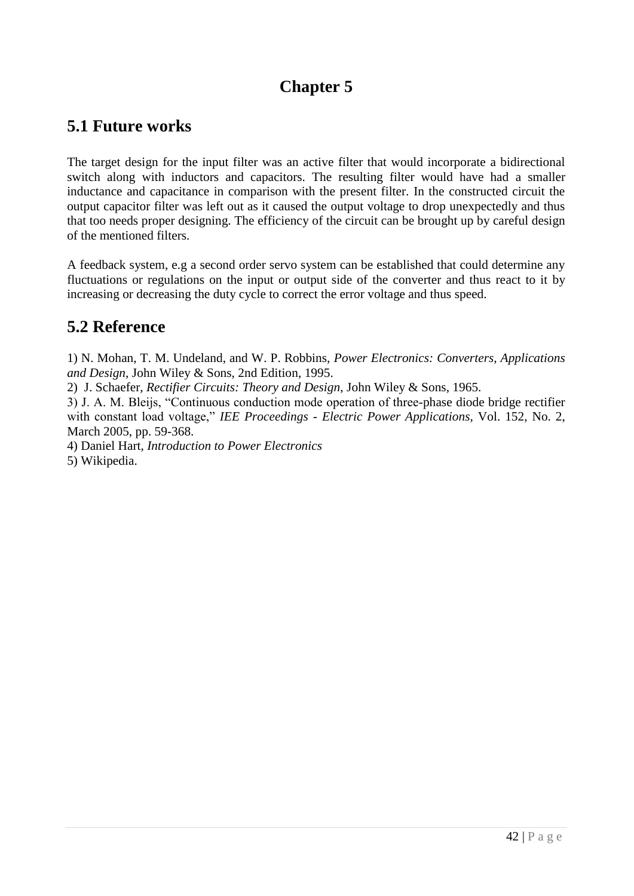# Chapter 5

## 5.1 Future works

The target design for the input filter was an active filter that would incorporate a bidirectional switch along with inductors and capacitors. The resulting filter would have had a smaller inductance and capacitance in comparison with the present filter. In the constructed circuit the output capacitor filter was left out as it caused the output voltage to drop unexpectedly and thus that too needs proper designing. The efficiency of the circuit can be brought up by careful design of the mentioned filters.

A feedback system, e.g a second order servo system can be established that could determine any fluctuations or regulations on the input or output side of the converter and thus react to it by increasing or decreasing the duty cycle to correct the error voltage and thus speed.

## 5.2 Reference

1) N. Mohan, T. M. Undeland, and W. P. Robbins, *Power Electronics: Converters, Applications and Design*, John Wiley & Sons, 2nd Edition, 1995.
2) J. Schaefer, *Rectifier Circuits: Theory and Design*, John Wiley & Sons, 1965.
3) J. A. M. Bleijs, "Continuous conduction mode operation of three-phase diode bridge rectifier with constant load voltage," *IEE Proceedings - Electric Power Applications*, Vol. 152, No. 2, March 2005, pp. 59-368.
4) Daniel Hart, *Introduction to Power Electronics*
5) Wikipedia.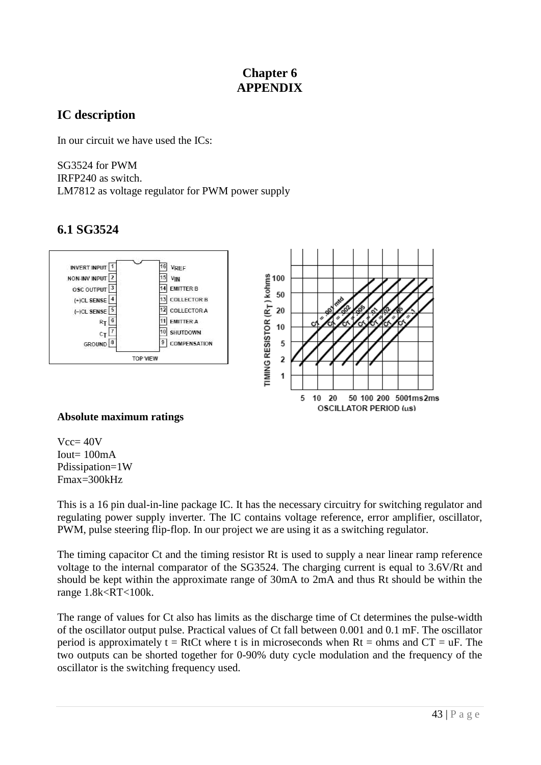# Chapter 6
# APPENDIX

## IC description

In our circuit we have used the ICs:

SG3524 for PWM
IRFP240 as switch.
LM7812 as voltage regulator for PWM power supply

## 6.1 SG3524

**Absolute maximum ratings**

Vcc= 40V
Iout= 100mA
Pdissipation=1W
Fmax=300kHz

This is a 16 pin dual-in-line package IC. It has the necessary circuitry for switching regulator and regulating power supply inverter. The IC contains voltage reference, error amplifier, oscillator, PWM, pulse steering flip-flop. In our project we are using it as a switching regulator.

The timing capacitor Ct and the timing resistor Rt is used to supply a near linear ramp reference voltage to the internal comparator of the SG3524. The charging current is equal to 3.6V/Rt and should be kept within the approximate range of 30mA to 2mA and thus Rt should be within the range 1.8k<RT<100k.

The range of values for Ct also has limits as the discharge time of Ct determines the pulse-width of the oscillator output pulse. Practical values of Ct fall between 0.001 and 0.1 mF. The oscillator period is approximately t = RtCt where t is in microseconds when Rt = ohms and CT = uF. The two outputs can be shorted together for 0-90% duty cycle modulation and the frequency of the oscillator is the switching frequency used.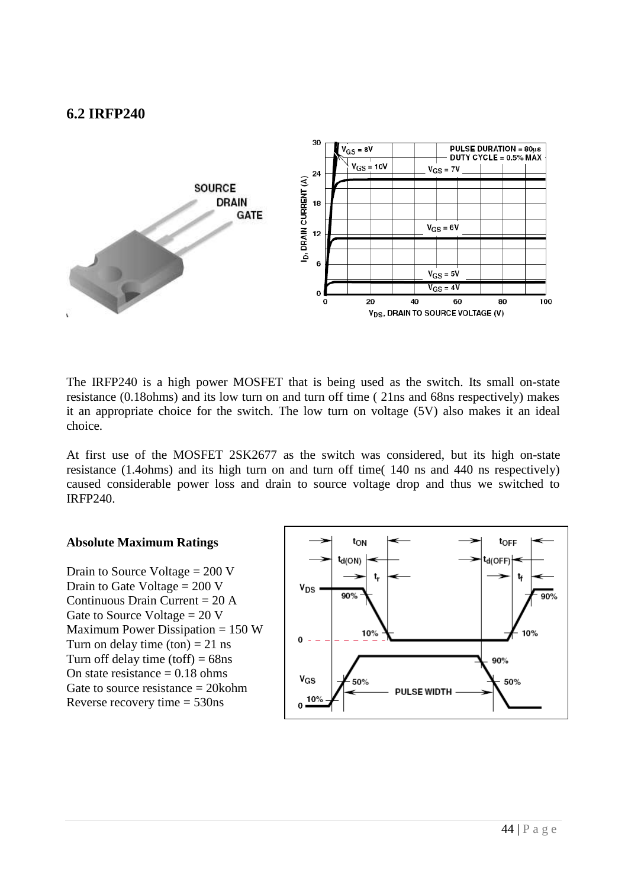## 6.2 IRFP240

The IRFP240 is a high power MOSFET that is being used as the switch. Its small on-state resistance (0.18ohms) and its low turn on and turn off time ( 21ns and 68ns respectively) makes it an appropriate choice for the switch. The low turn on voltage (5V) also makes it an ideal choice.

At first use of the MOSFET 2SK2677 as the switch was considered, but its high on-state resistance (1.4ohms) and its high turn on and turn off time( 140 ns and 440 ns respectively) caused considerable power loss and drain to source voltage drop and thus we switched to IRFP240.

**Absolute Maximum Ratings**

Drain to Source Voltage = 200 V
Drain to Gate Voltage = 200 V
Continuous Drain Current = 20 A
Gate to Source Voltage = 20 V
Maximum Power Dissipation = 150 W
Turn on delay time (ton) = 21 ns
Turn off delay time (toff) = 68ns
On state resistance = 0.18 ohms
Gate to source resistance = 20kohm
Reverse recovery time = 530ns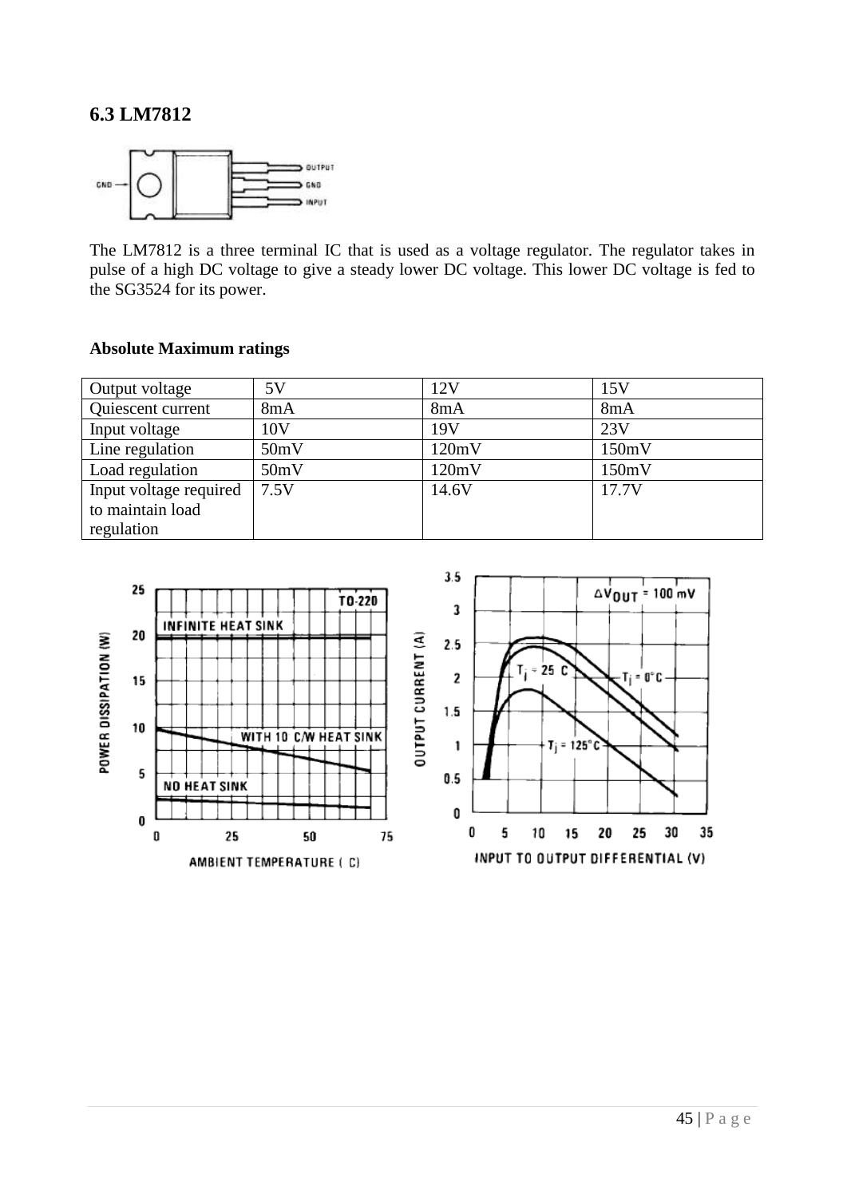### 6.3 LM7812

GND
OUTPUT
GND
INPUT

The LM7812 is a three terminal IC that is used as a voltage regulator. The regulator takes in pulse of a high DC voltage to give a steady lower DC voltage. This lower DC voltage is fed to the SG3524 for its power.

**Absolute Maximum ratings**

| | | | |
|---|---|---|---|
| Output voltage | 5V | 12V | 15V |
| Quiescent current | 8mA | 8mA | 8mA |
| Input voltage | 10V | 19V | 23V |
| Line regulation | 50mV | 120mV | 150mV |
| Load regulation | 50mV | 120mV | 150mV |
| Input voltage required to maintain load regulation | 7.5V | 14.6V | 17.7V |

25
20
15
10
5
0
POWER DISSIPATION (W)
TO-220
INFINITE HEAT SINK
WITH 10 C/W HEAT SINK
NO HEAT SINK
0 25 50 75
AMBIENT TEMPERATURE ( C)

3.5
3
2.5
2
1.5
1
0.5
0
OUTPUT CURRENT (A)
$\Delta V_{OUT}$ = 100 mV
$T_j$ = 25 C
$T_j$ = 0°C
$T_j$ = 125°C
0 5 10 15 20 25 30 35
INPUT TO OUTPUT DIFFERENTIAL (V)